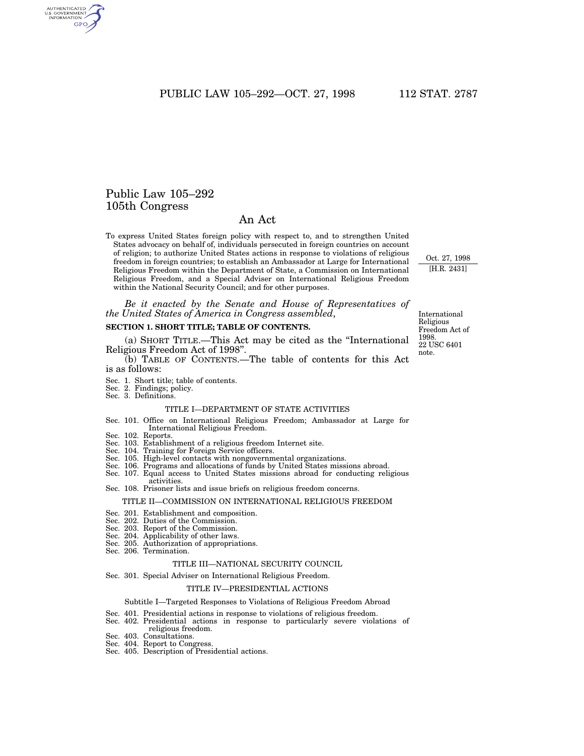# Public Law 105–292
# 105th Congress

## An Act

To express United States foreign policy with respect to, and to strengthen United States advocacy on behalf of, individuals persecuted in foreign countries on account of religion; to authorize United States actions in response to violations of religious freedom in foreign countries; to establish an Ambassador at Large for International Religious Freedom within the Department of State, a Commission on International Religious Freedom, and a Special Adviser on International Religious Freedom within the National Security Council; and for other purposes.

Oct. 27, 1998
[H.R. 2431]

*Be it enacted by the Senate and House of Representatives of the United States of America in Congress assembled*,

International Religious Freedom Act of 1998.
22 USC 6401 note.

**SECTION 1. SHORT TITLE; TABLE OF CONTENTS.**

(a) SHORT TITLE.—This Act may be cited as the "International Religious Freedom Act of 1998".

(b) TABLE OF CONTENTS.—The table of contents for this Act is as follows:

Sec. 1. Short title; table of contents.
Sec. 2. Findings; policy.
Sec. 3. Definitions.

TITLE I—DEPARTMENT OF STATE ACTIVITIES

Sec. 101. Office on International Religious Freedom; Ambassador at Large for International Religious Freedom.
Sec. 102. Reports.
Sec. 103. Establishment of a religious freedom Internet site.
Sec. 104. Training for Foreign Service officers.
Sec. 105. High-level contacts with nongovernmental organizations.
Sec. 106. Programs and allocations of funds by United States missions abroad.
Sec. 107. Equal access to United States missions abroad for conducting religious activities.
Sec. 108. Prisoner lists and issue briefs on religious freedom concerns.

TITLE II—COMMISSION ON INTERNATIONAL RELIGIOUS FREEDOM

Sec. 201. Establishment and composition.
Sec. 202. Duties of the Commission.
Sec. 203. Report of the Commission.
Sec. 204. Applicability of other laws.
Sec. 205. Authorization of appropriations.
Sec. 206. Termination.

TITLE III—NATIONAL SECURITY COUNCIL

Sec. 301. Special Adviser on International Religious Freedom.

TITLE IV—PRESIDENTIAL ACTIONS

Subtitle I—Targeted Responses to Violations of Religious Freedom Abroad

Sec. 401. Presidential actions in response to violations of religious freedom.
Sec. 402. Presidential actions in response to particularly severe violations of religious freedom.
Sec. 403. Consultations.
Sec. 404. Report to Congress.
Sec. 405. Description of Presidential actions.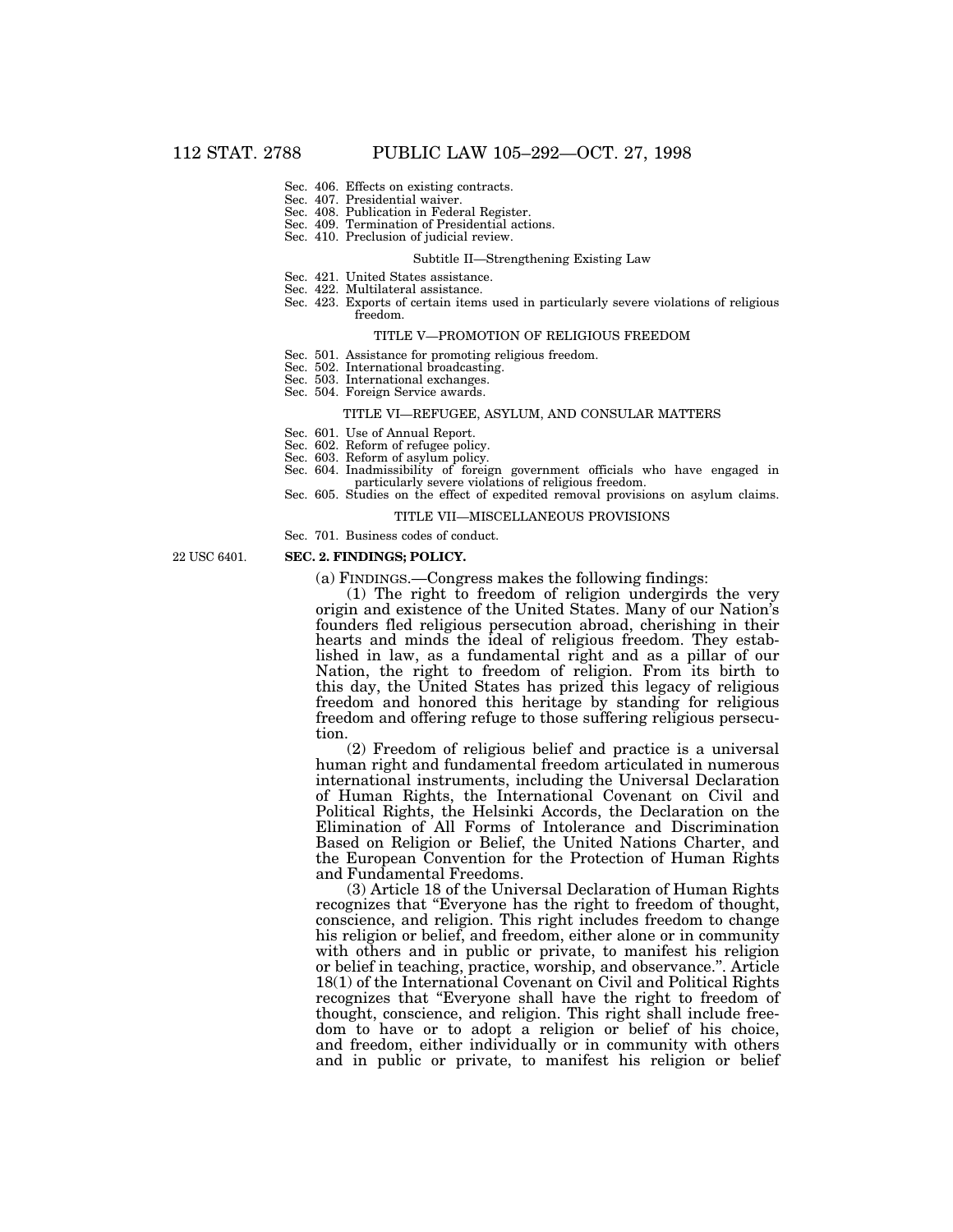Sec. 406. Effects on existing contracts.
Sec. 407. Presidential waiver.
Sec. 408. Publication in Federal Register.
Sec. 409. Termination of Presidential actions.
Sec. 410. Preclusion of judicial review.

Subtitle II—Strengthening Existing Law

Sec. 421. United States assistance.
Sec. 422. Multilateral assistance.
Sec. 423. Exports of certain items used in particularly severe violations of religious freedom.

TITLE V—PROMOTION OF RELIGIOUS FREEDOM

Sec. 501. Assistance for promoting religious freedom.
Sec. 502. International broadcasting.
Sec. 503. International exchanges.
Sec. 504. Foreign Service awards.

TITLE VI—REFUGEE, ASYLUM, AND CONSULAR MATTERS

Sec. 601. Use of Annual Report.
Sec. 602. Reform of refugee policy.
Sec. 603. Reform of asylum policy.
Sec. 604. Inadmissibility of foreign government officials who have engaged in particularly severe violations of religious freedom.
Sec. 605. Studies on the effect of expedited removal provisions on asylum claims.

TITLE VII—MISCELLANEOUS PROVISIONS

Sec. 701. Business codes of conduct.

22 USC 6401.

**SEC. 2. FINDINGS; POLICY.**

(a) FINDINGS.—Congress makes the following findings:

(1) The right to freedom of religion undergirds the very origin and existence of the United States. Many of our Nation's founders fled religious persecution abroad, cherishing in their hearts and minds the ideal of religious freedom. They established in law, as a fundamental right and as a pillar of our Nation, the right to freedom of religion. From its birth to this day, the United States has prized this legacy of religious freedom and honored this heritage by standing for religious freedom and offering refuge to those suffering religious persecution.

(2) Freedom of religious belief and practice is a universal human right and fundamental freedom articulated in numerous international instruments, including the Universal Declaration of Human Rights, the International Covenant on Civil and Political Rights, the Helsinki Accords, the Declaration on the Elimination of All Forms of Intolerance and Discrimination Based on Religion or Belief, the United Nations Charter, and the European Convention for the Protection of Human Rights and Fundamental Freedoms.

(3) Article 18 of the Universal Declaration of Human Rights recognizes that "Everyone has the right to freedom of thought, conscience, and religion. This right includes freedom to change his religion or belief, and freedom, either alone or in community with others and in public or private, to manifest his religion or belief in teaching, practice, worship, and observance.". Article 18(1) of the International Covenant on Civil and Political Rights recognizes that "Everyone shall have the right to freedom of thought, conscience, and religion. This right shall include freedom to have or to adopt a religion or belief of his choice, and freedom, either individually or in community with others and in public or private, to manifest his religion or belief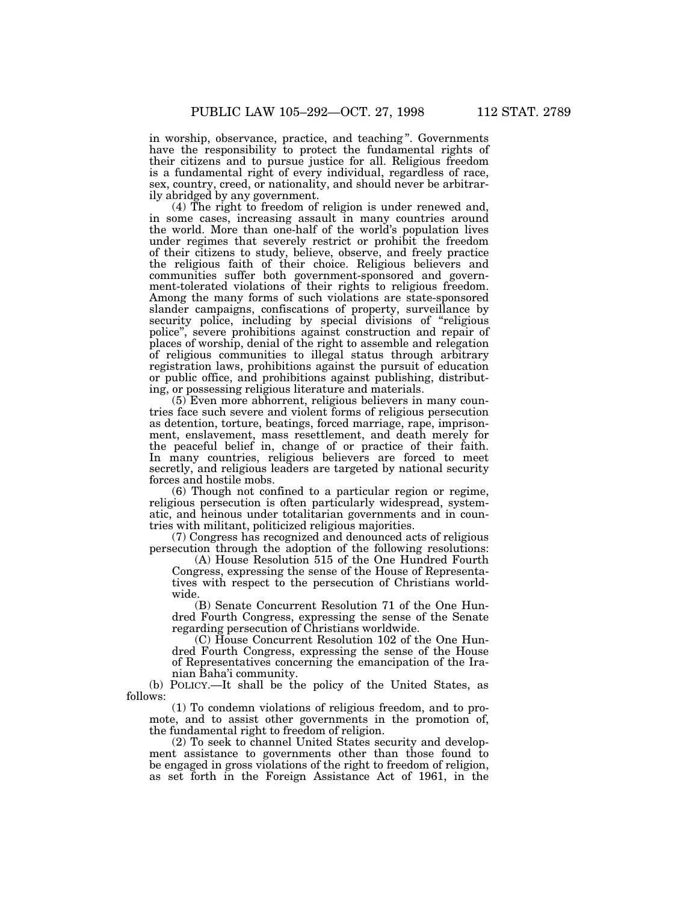in worship, observance, practice, and teaching". Governments have the responsibility to protect the fundamental rights of their citizens and to pursue justice for all. Religious freedom is a fundamental right of every individual, regardless of race, sex, country, creed, or nationality, and should never be arbitrarily abridged by any government.

(4) The right to freedom of religion is under renewed and, in some cases, increasing assault in many countries around the world. More than one-half of the world's population lives under regimes that severely restrict or prohibit the freedom of their citizens to study, believe, observe, and freely practice the religious faith of their choice. Religious believers and communities suffer both government-sponsored and government-tolerated violations of their rights to religious freedom. Among the many forms of such violations are state-sponsored slander campaigns, confiscations of property, surveillance by security police, including by special divisions of "religious police", severe prohibitions against construction and repair of places of worship, denial of the right to assemble and relegation of religious communities to illegal status through arbitrary registration laws, prohibitions against the pursuit of education or public office, and prohibitions against publishing, distributing, or possessing religious literature and materials.

(5) Even more abhorrent, religious believers in many countries face such severe and violent forms of religious persecution as detention, torture, beatings, forced marriage, rape, imprisonment, enslavement, mass resettlement, and death merely for the peaceful belief in, change of or practice of their faith. In many countries, religious believers are forced to meet secretly, and religious leaders are targeted by national security forces and hostile mobs.

(6) Though not confined to a particular region or regime, religious persecution is often particularly widespread, systematic, and heinous under totalitarian governments and in countries with militant, politicized religious majorities.

(7) Congress has recognized and denounced acts of religious persecution through the adoption of the following resolutions:

(A) House Resolution 515 of the One Hundred Fourth Congress, expressing the sense of the House of Representatives with respect to the persecution of Christians worldwide.

(B) Senate Concurrent Resolution 71 of the One Hundred Fourth Congress, expressing the sense of the Senate regarding persecution of Christians worldwide.

(C) House Concurrent Resolution 102 of the One Hundred Fourth Congress, expressing the sense of the House of Representatives concerning the emancipation of the Iranian Baha'i community.

(b) POLICY.—It shall be the policy of the United States, as follows:

(1) To condemn violations of religious freedom, and to promote, and to assist other governments in the promotion of, the fundamental right to freedom of religion.

(2) To seek to channel United States security and development assistance to governments other than those found to be engaged in gross violations of the right to freedom of religion, as set forth in the Foreign Assistance Act of 1961, in the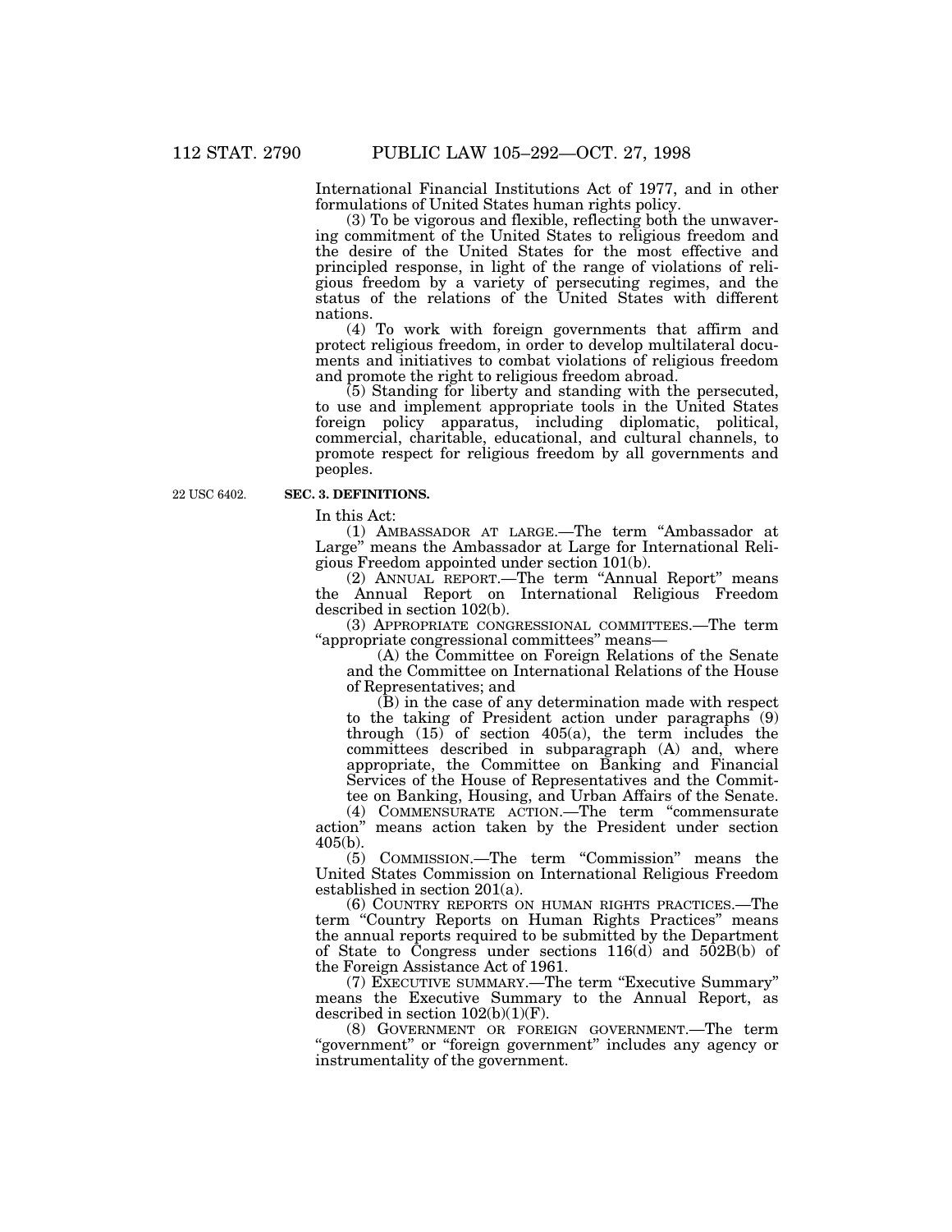International Financial Institutions Act of 1977, and in other formulations of United States human rights policy.

(3) To be vigorous and flexible, reflecting both the unwavering commitment of the United States to religious freedom and the desire of the United States for the most effective and principled response, in light of the range of violations of religious freedom by a variety of persecuting regimes, and the status of the relations of the United States with different nations.

(4) To work with foreign governments that affirm and protect religious freedom, in order to develop multilateral documents and initiatives to combat violations of religious freedom and promote the right to religious freedom abroad.

(5) Standing for liberty and standing with the persecuted, to use and implement appropriate tools in the United States foreign policy apparatus, including diplomatic, political, commercial, charitable, educational, and cultural channels, to promote respect for religious freedom by all governments and peoples.

22 USC 6402.

**SEC. 3. DEFINITIONS.**

In this Act:

(1) AMBASSADOR AT LARGE.—The term "Ambassador at Large" means the Ambassador at Large for International Religious Freedom appointed under section 101(b).

(2) ANNUAL REPORT.—The term "Annual Report" means the Annual Report on International Religious Freedom described in section 102(b).

(3) APPROPRIATE CONGRESSIONAL COMMITTEES.—The term "appropriate congressional committees" means—

(A) the Committee on Foreign Relations of the Senate and the Committee on International Relations of the House of Representatives; and

(B) in the case of any determination made with respect to the taking of President action under paragraphs (9) through (15) of section 405(a), the term includes the committees described in subparagraph (A) and, where appropriate, the Committee on Banking and Financial Services of the House of Representatives and the Committee on Banking, Housing, and Urban Affairs of the Senate.

(4) COMMENSURATE ACTION.—The term "commensurate action" means action taken by the President under section 405(b).

(5) COMMISSION.—The term "Commission" means the United States Commission on International Religious Freedom established in section 201(a).

(6) COUNTRY REPORTS ON HUMAN RIGHTS PRACTICES.—The term "Country Reports on Human Rights Practices" means the annual reports required to be submitted by the Department of State to Congress under sections 116(d) and 502B(b) of the Foreign Assistance Act of 1961.

(7) EXECUTIVE SUMMARY.—The term "Executive Summary" means the Executive Summary to the Annual Report, as described in section 102(b)(1)(F).

(8) GOVERNMENT OR FOREIGN GOVERNMENT.—The term "government" or "foreign government" includes any agency or instrumentality of the government.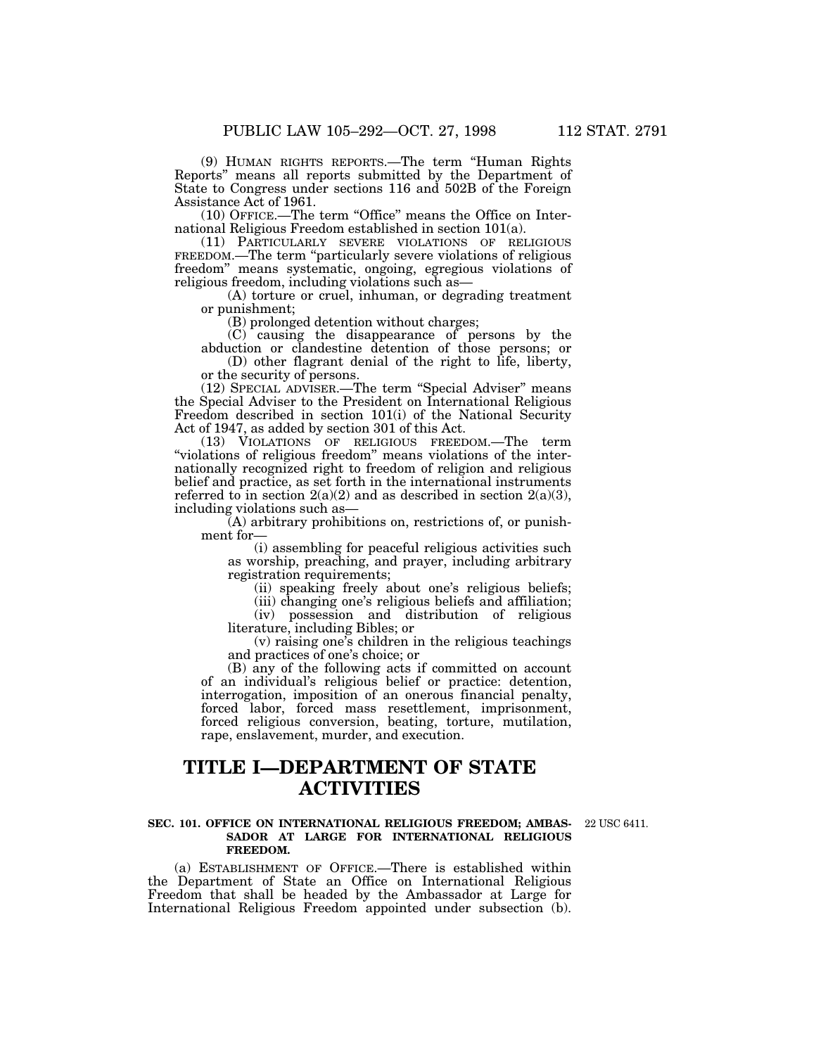(9) HUMAN RIGHTS REPORTS.—The term "Human Rights Reports" means all reports submitted by the Department of State to Congress under sections 116 and 502B of the Foreign Assistance Act of 1961.

(10) OFFICE.—The term "Office" means the Office on International Religious Freedom established in section 101(a).

(11) PARTICULARLY SEVERE VIOLATIONS OF RELIGIOUS FREEDOM.—The term "particularly severe violations of religious freedom" means systematic, ongoing, egregious violations of religious freedom, including violations such as—

(A) torture or cruel, inhuman, or degrading treatment or punishment;

(B) prolonged detention without charges;

(C) causing the disappearance of persons by the abduction or clandestine detention of those persons; or

(D) other flagrant denial of the right to life, liberty, or the security of persons.

(12) SPECIAL ADVISER.—The term "Special Adviser" means the Special Adviser to the President on International Religious Freedom described in section 101(i) of the National Security Act of 1947, as added by section 301 of this Act.

(13) VIOLATIONS OF RELIGIOUS FREEDOM.—The term "violations of religious freedom" means violations of the internationally recognized right to freedom of religion and religious belief and practice, as set forth in the international instruments referred to in section 2(a)(2) and as described in section 2(a)(3), including violations such as—

(A) arbitrary prohibitions on, restrictions of, or punishment for—

(i) assembling for peaceful religious activities such as worship, preaching, and prayer, including arbitrary registration requirements;

(ii) speaking freely about one's religious beliefs;

(iii) changing one's religious beliefs and affiliation;

(iv) possession and distribution of religious literature, including Bibles; or

(v) raising one's children in the religious teachings and practices of one's choice; or

(B) any of the following acts if committed on account of an individual's religious belief or practice: detention, interrogation, imposition of an onerous financial penalty, forced labor, forced mass resettlement, imprisonment, forced religious conversion, beating, torture, mutilation, rape, enslavement, murder, and execution.

# TITLE I—DEPARTMENT OF STATE ACTIVITIES

### SEC. 101. OFFICE ON INTERNATIONAL RELIGIOUS FREEDOM; AMBASSADOR AT LARGE FOR INTERNATIONAL RELIGIOUS FREEDOM.

22 USC 6411.

(a) ESTABLISHMENT OF OFFICE.—There is established within the Department of State an Office on International Religious Freedom that shall be headed by the Ambassador at Large for International Religious Freedom appointed under subsection (b).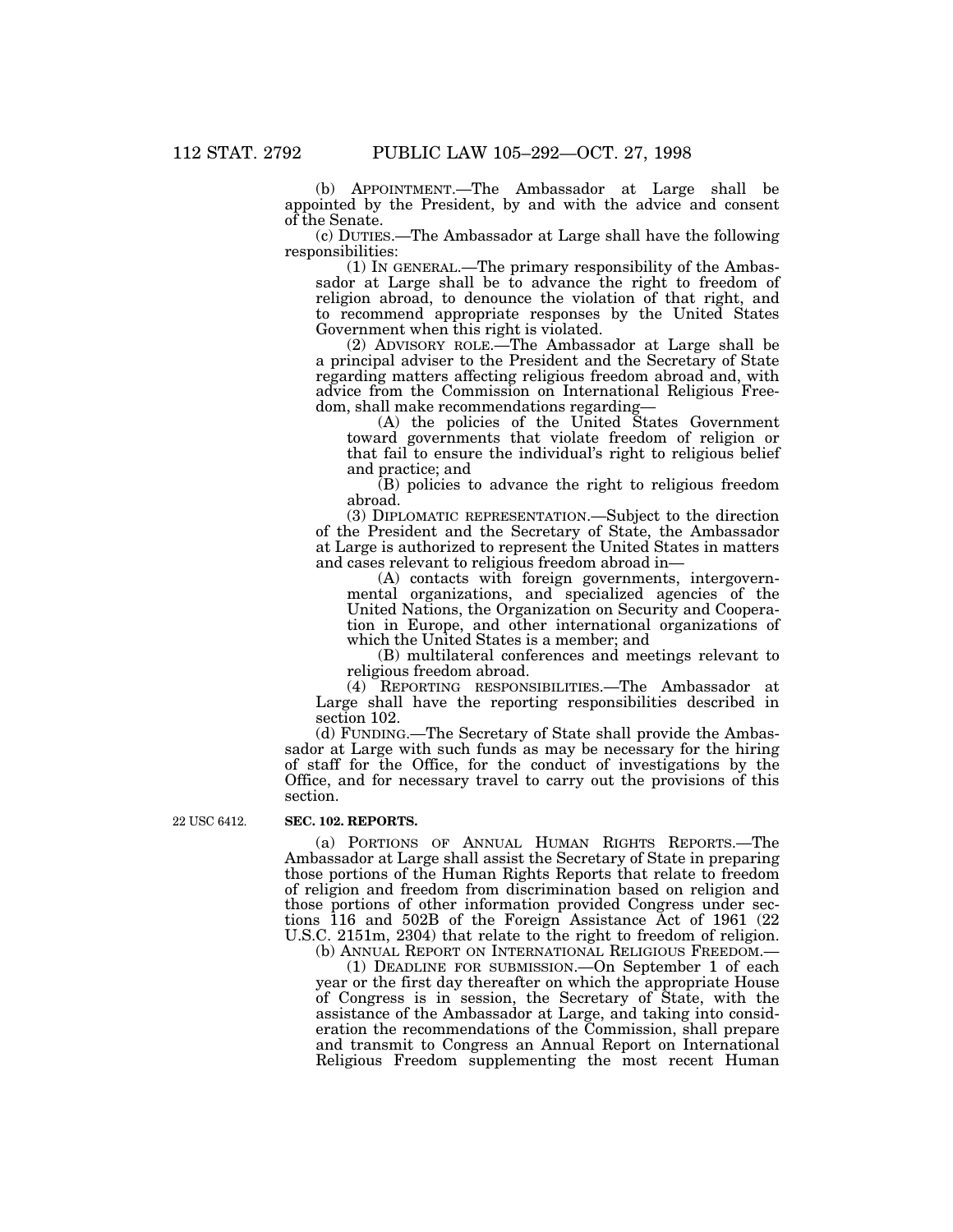(b) APPOINTMENT.—The Ambassador at Large shall be appointed by the President, by and with the advice and consent of the Senate.

(c) DUTIES.—The Ambassador at Large shall have the following responsibilities:

(1) IN GENERAL.—The primary responsibility of the Ambassador at Large shall be to advance the right to freedom of religion abroad, to denounce the violation of that right, and to recommend appropriate responses by the United States Government when this right is violated.

(2) ADVISORY ROLE.—The Ambassador at Large shall be a principal adviser to the President and the Secretary of State regarding matters affecting religious freedom abroad and, with advice from the Commission on International Religious Freedom, shall make recommendations regarding—

(A) the policies of the United States Government toward governments that violate freedom of religion or that fail to ensure the individual's right to religious belief and practice; and

(B) policies to advance the right to religious freedom abroad.

(3) DIPLOMATIC REPRESENTATION.—Subject to the direction of the President and the Secretary of State, the Ambassador at Large is authorized to represent the United States in matters and cases relevant to religious freedom abroad in—

(A) contacts with foreign governments, intergovernmental organizations, and specialized agencies of the United Nations, the Organization on Security and Cooperation in Europe, and other international organizations of which the United States is a member; and

(B) multilateral conferences and meetings relevant to religious freedom abroad.

(4) REPORTING RESPONSIBILITIES.—The Ambassador at Large shall have the reporting responsibilities described in section 102.

(d) FUNDING.—The Secretary of State shall provide the Ambassador at Large with such funds as may be necessary for the hiring of staff for the Office, for the conduct of investigations by the Office, and for necessary travel to carry out the provisions of this section.

22 USC 6412.

**SEC. 102. REPORTS.**

(a) PORTIONS OF ANNUAL HUMAN RIGHTS REPORTS.—The Ambassador at Large shall assist the Secretary of State in preparing those portions of the Human Rights Reports that relate to freedom of religion and freedom from discrimination based on religion and those portions of other information provided Congress under sections 116 and 502B of the Foreign Assistance Act of 1961 (22 U.S.C. 2151m, 2304) that relate to the right to freedom of religion.

(b) ANNUAL REPORT ON INTERNATIONAL RELIGIOUS FREEDOM.—

(1) DEADLINE FOR SUBMISSION.—On September 1 of each year or the first day thereafter on which the appropriate House of Congress is in session, the Secretary of State, with the assistance of the Ambassador at Large, and taking into consideration the recommendations of the Commission, shall prepare and transmit to Congress an Annual Report on International Religious Freedom supplementing the most recent Human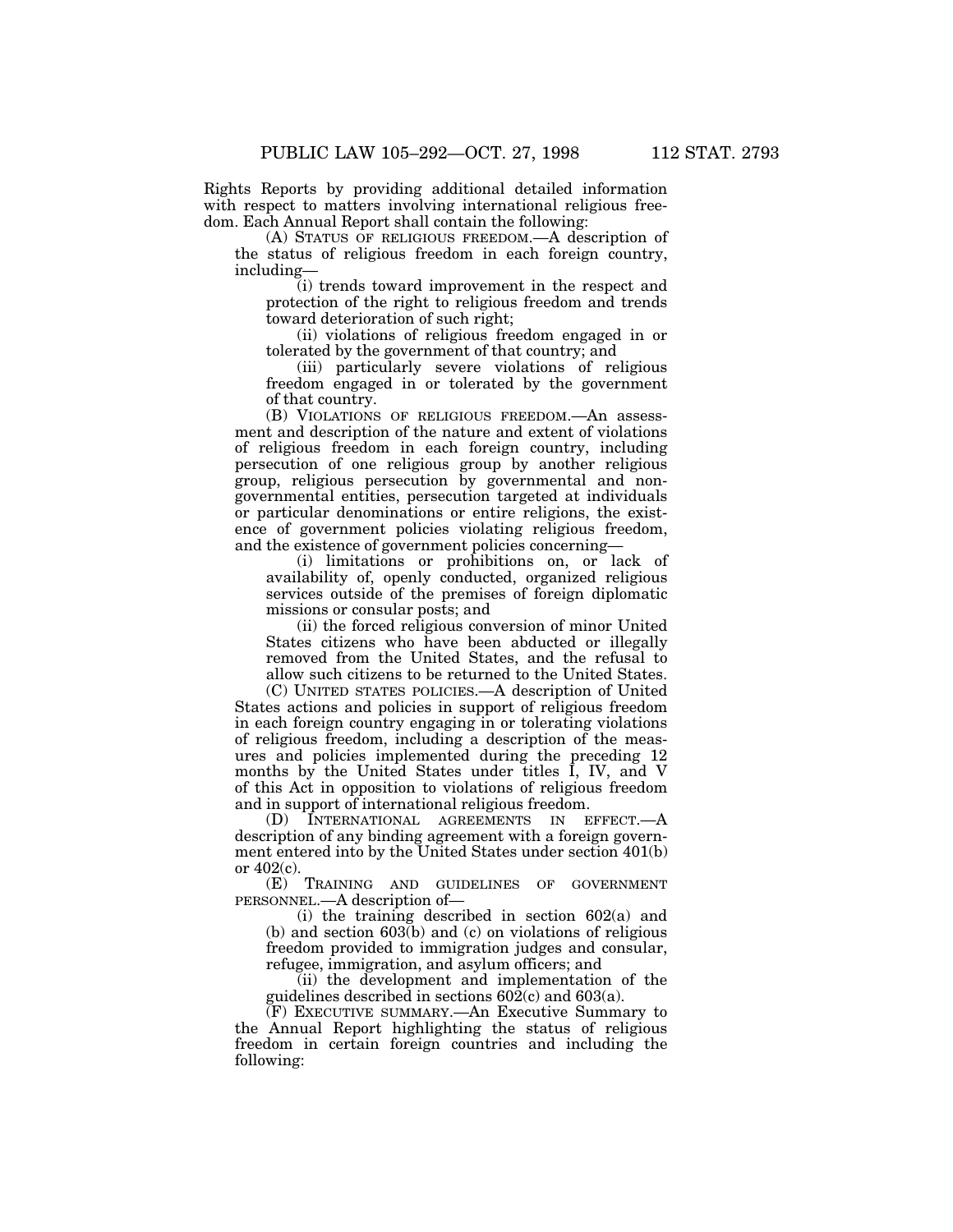Rights Reports by providing additional detailed information with respect to matters involving international religious freedom. Each Annual Report shall contain the following:

(A) STATUS OF RELIGIOUS FREEDOM.—A description of the status of religious freedom in each foreign country, including—

(i) trends toward improvement in the respect and protection of the right to religious freedom and trends toward deterioration of such right;

(ii) violations of religious freedom engaged in or tolerated by the government of that country; and

(iii) particularly severe violations of religious freedom engaged in or tolerated by the government of that country.

(B) VIOLATIONS OF RELIGIOUS FREEDOM.—An assessment and description of the nature and extent of violations of religious freedom in each foreign country, including persecution of one religious group by another religious group, religious persecution by governmental and nongovernmental entities, persecution targeted at individuals or particular denominations or entire religions, the existence of government policies violating religious freedom, and the existence of government policies concerning—

(i) limitations or prohibitions on, or lack of availability of, openly conducted, organized religious services outside of the premises of foreign diplomatic missions or consular posts; and

(ii) the forced religious conversion of minor United States citizens who have been abducted or illegally removed from the United States, and the refusal to allow such citizens to be returned to the United States.

(C) UNITED STATES POLICIES.—A description of United States actions and policies in support of religious freedom in each foreign country engaging in or tolerating violations of religious freedom, including a description of the measures and policies implemented during the preceding 12 months by the United States under titles I, IV, and V of this Act in opposition to violations of religious freedom and in support of international religious freedom.

(D) INTERNATIONAL AGREEMENTS IN EFFECT.—A description of any binding agreement with a foreign government entered into by the United States under section 401(b) or 402(c).

(E) TRAINING AND GUIDELINES OF GOVERNMENT PERSONNEL.—A description of—

(i) the training described in section 602(a) and (b) and section 603(b) and (c) on violations of religious freedom provided to immigration judges and consular, refugee, immigration, and asylum officers; and

(ii) the development and implementation of the guidelines described in sections 602(c) and 603(a).

(F) EXECUTIVE SUMMARY.—An Executive Summary to the Annual Report highlighting the status of religious freedom in certain foreign countries and including the following: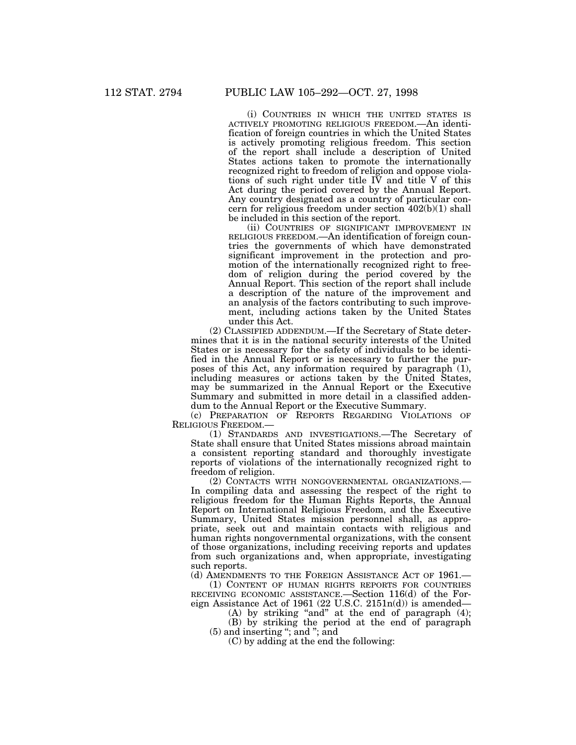(i) COUNTRIES IN WHICH THE UNITED STATES IS ACTIVELY PROMOTING RELIGIOUS FREEDOM.—An identification of foreign countries in which the United States is actively promoting religious freedom. This section of the report shall include a description of United States actions taken to promote the internationally recognized right to freedom of religion and oppose violations of such right under title IV and title V of this Act during the period covered by the Annual Report. Any country designated as a country of particular concern for religious freedom under section 402(b)(1) shall be included in this section of the report.

(ii) COUNTRIES OF SIGNIFICANT IMPROVEMENT IN RELIGIOUS FREEDOM.—An identification of foreign countries the governments of which have demonstrated significant improvement in the protection and promotion of the internationally recognized right to freedom of religion during the period covered by the Annual Report. This section of the report shall include a description of the nature of the improvement and an analysis of the factors contributing to such improvement, including actions taken by the United States under this Act.

(2) CLASSIFIED ADDENDUM.—If the Secretary of State determines that it is in the national security interests of the United States or is necessary for the safety of individuals to be identified in the Annual Report or is necessary to further the purposes of this Act, any information required by paragraph (1), including measures or actions taken by the United States, may be summarized in the Annual Report or the Executive Summary and submitted in more detail in a classified addendum to the Annual Report or the Executive Summary.

(c) PREPARATION OF REPORTS REGARDING VIOLATIONS OF RELIGIOUS FREEDOM.—

(1) STANDARDS AND INVESTIGATIONS.—The Secretary of State shall ensure that United States missions abroad maintain a consistent reporting standard and thoroughly investigate reports of violations of the internationally recognized right to freedom of religion.

(2) CONTACTS WITH NONGOVERNMENTAL ORGANIZATIONS.—In compiling data and assessing the respect of the right to religious freedom for the Human Rights Reports, the Annual Report on International Religious Freedom, and the Executive Summary, United States mission personnel shall, as appropriate, seek out and maintain contacts with religious and human rights nongovernmental organizations, with the consent of those organizations, including receiving reports and updates from such organizations and, when appropriate, investigating such reports.

(d) AMENDMENTS TO THE FOREIGN ASSISTANCE ACT OF 1961.—

(1) CONTENT OF HUMAN RIGHTS REPORTS FOR COUNTRIES RECEIVING ECONOMIC ASSISTANCE.—Section 116(d) of the Foreign Assistance Act of 1961 (22 U.S.C. 2151n(d)) is amended—

(A) by striking "and" at the end of paragraph (4);

(B) by striking the period at the end of paragraph (5) and inserting "; and "; and

(C) by adding at the end the following: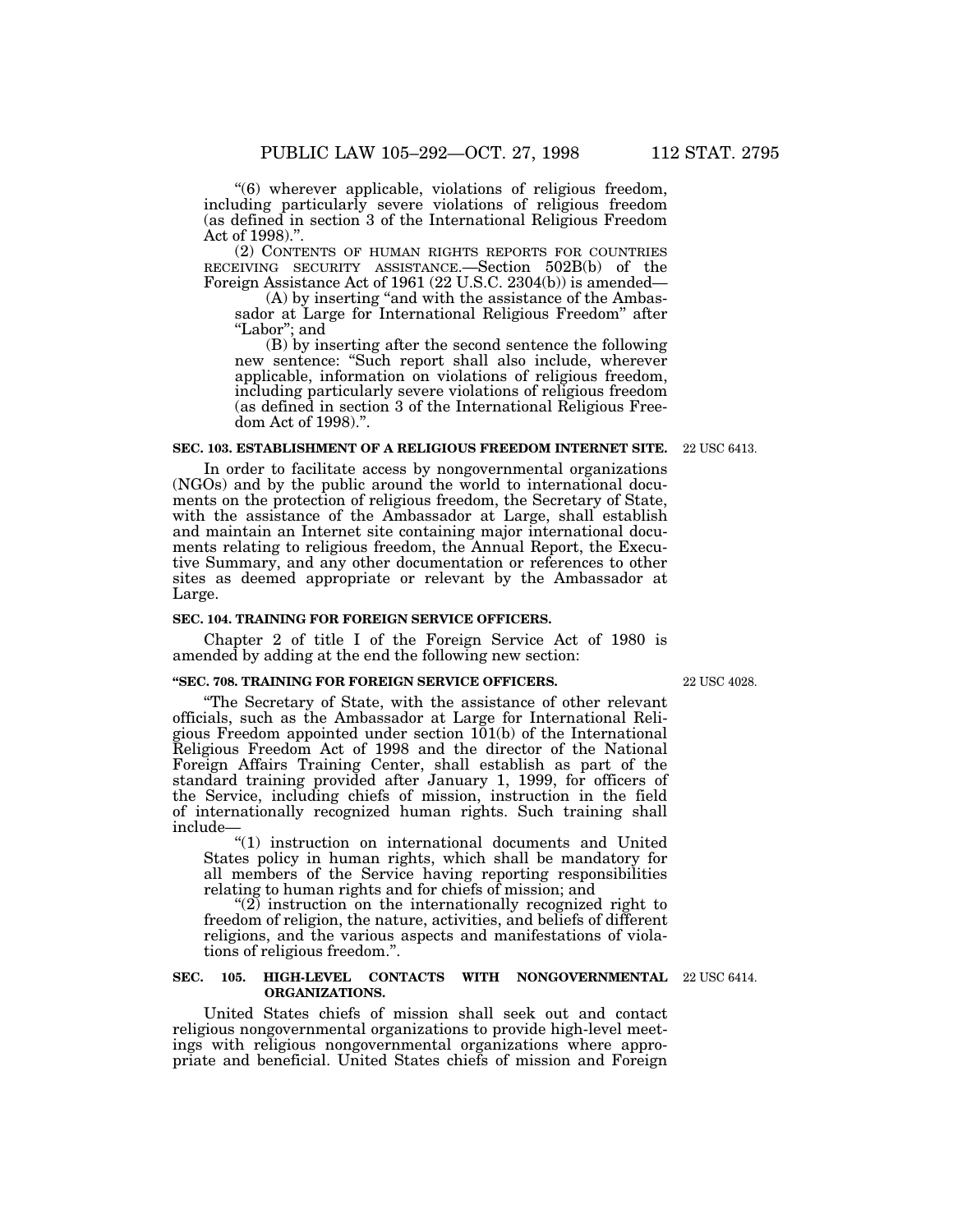"(6) wherever applicable, violations of religious freedom, including particularly severe violations of religious freedom (as defined in section 3 of the International Religious Freedom Act of 1998).".

(2) CONTENTS OF HUMAN RIGHTS REPORTS FOR COUNTRIES RECEIVING SECURITY ASSISTANCE.—Section 502B(b) of the Foreign Assistance Act of 1961 (22 U.S.C. 2304(b)) is amended—

(A) by inserting "and with the assistance of the Ambassador at Large for International Religious Freedom" after "Labor"; and

(B) by inserting after the second sentence the following new sentence: "Such report shall also include, wherever applicable, information on violations of religious freedom, including particularly severe violations of religious freedom (as defined in section 3 of the International Religious Freedom Act of 1998).".

### SEC. 103. ESTABLISHMENT OF A RELIGIOUS FREEDOM INTERNET SITE.

22 USC 6413.

In order to facilitate access by nongovernmental organizations (NGOs) and by the public around the world to international documents on the protection of religious freedom, the Secretary of State, with the assistance of the Ambassador at Large, shall establish and maintain an Internet site containing major international documents relating to religious freedom, the Annual Report, the Executive Summary, and any other documentation or references to other sites as deemed appropriate or relevant by the Ambassador at Large.

### SEC. 104. TRAINING FOR FOREIGN SERVICE OFFICERS.

Chapter 2 of title I of the Foreign Service Act of 1980 is amended by adding at the end the following new section:

### "SEC. 708. TRAINING FOR FOREIGN SERVICE OFFICERS.

22 USC 4028.

"The Secretary of State, with the assistance of other relevant officials, such as the Ambassador at Large for International Religious Freedom appointed under section 101(b) of the International Religious Freedom Act of 1998 and the director of the National Foreign Affairs Training Center, shall establish as part of the standard training provided after January 1, 1999, for officers of the Service, including chiefs of mission, instruction in the field of internationally recognized human rights. Such training shall include—

"(1) instruction on international documents and United States policy in human rights, which shall be mandatory for all members of the Service having reporting responsibilities relating to human rights and for chiefs of mission; and

"(2) instruction on the internationally recognized right to freedom of religion, the nature, activities, and beliefs of different religions, and the various aspects and manifestations of violations of religious freedom.".

### SEC. 105. HIGH-LEVEL CONTACTS WITH NONGOVERNMENTAL ORGANIZATIONS.

22 USC 6414.

United States chiefs of mission shall seek out and contact religious nongovernmental organizations to provide high-level meetings with religious nongovernmental organizations where appropriate and beneficial. United States chiefs of mission and Foreign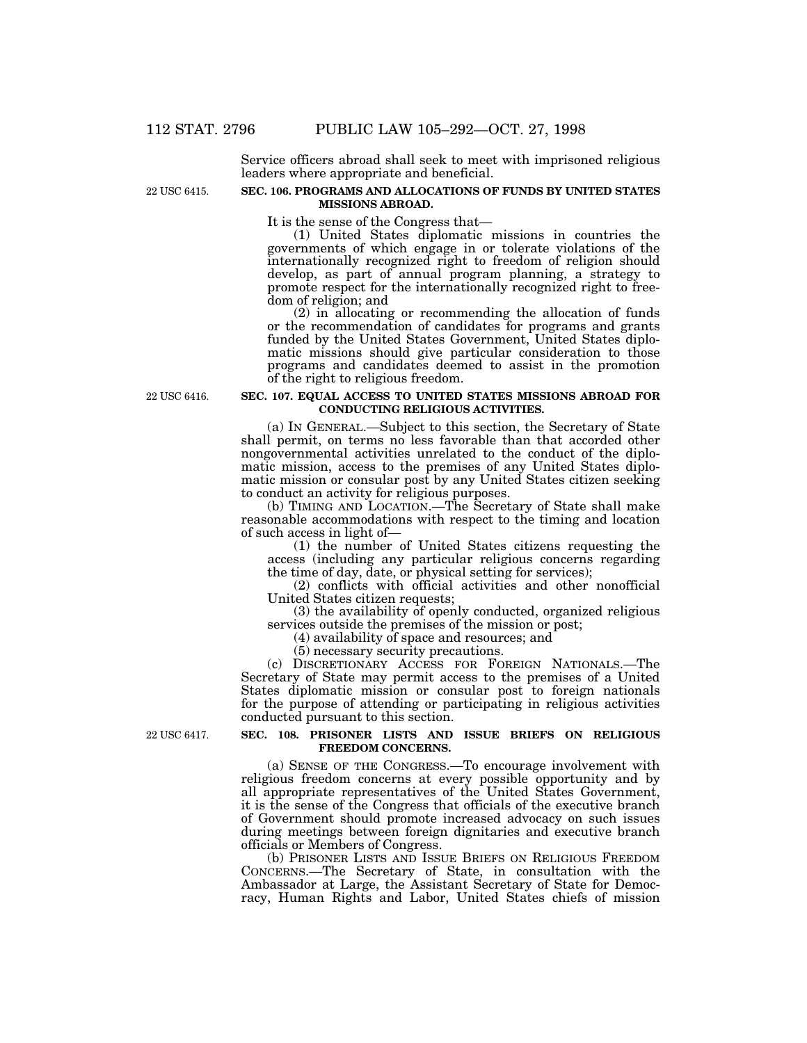Service officers abroad shall seek to meet with imprisoned religious leaders where appropriate and beneficial.

22 USC 6415.

**SEC. 106. PROGRAMS AND ALLOCATIONS OF FUNDS BY UNITED STATES MISSIONS ABROAD.**

It is the sense of the Congress that—

(1) United States diplomatic missions in countries the governments of which engage in or tolerate violations of the internationally recognized right to freedom of religion should develop, as part of annual program planning, a strategy to promote respect for the internationally recognized right to freedom of religion; and

(2) in allocating or recommending the allocation of funds or the recommendation of candidates for programs and grants funded by the United States Government, United States diplomatic missions should give particular consideration to those programs and candidates deemed to assist in the promotion of the right to religious freedom.

22 USC 6416.

**SEC. 107. EQUAL ACCESS TO UNITED STATES MISSIONS ABROAD FOR CONDUCTING RELIGIOUS ACTIVITIES.**

(a) IN GENERAL.—Subject to this section, the Secretary of State shall permit, on terms no less favorable than that accorded other nongovernmental activities unrelated to the conduct of the diplomatic mission, access to the premises of any United States diplomatic mission or consular post by any United States citizen seeking to conduct an activity for religious purposes.

(b) TIMING AND LOCATION.—The Secretary of State shall make reasonable accommodations with respect to the timing and location of such access in light of—

(1) the number of United States citizens requesting the access (including any particular religious concerns regarding the time of day, date, or physical setting for services);

(2) conflicts with official activities and other nonofficial United States citizen requests;

(3) the availability of openly conducted, organized religious services outside the premises of the mission or post;

(4) availability of space and resources; and

(5) necessary security precautions.

(c) DISCRETIONARY ACCESS FOR FOREIGN NATIONALS.—The Secretary of State may permit access to the premises of a United States diplomatic mission or consular post to foreign nationals for the purpose of attending or participating in religious activities conducted pursuant to this section.

22 USC 6417.

**SEC. 108. PRISONER LISTS AND ISSUE BRIEFS ON RELIGIOUS FREEDOM CONCERNS.**

(a) SENSE OF THE CONGRESS.—To encourage involvement with religious freedom concerns at every possible opportunity and by all appropriate representatives of the United States Government, it is the sense of the Congress that officials of the executive branch of Government should promote increased advocacy on such issues during meetings between foreign dignitaries and executive branch officials or Members of Congress.

(b) PRISONER LISTS AND ISSUE BRIEFS ON RELIGIOUS FREEDOM CONCERNS.—The Secretary of State, in consultation with the Ambassador at Large, the Assistant Secretary of State for Democracy, Human Rights and Labor, United States chiefs of mission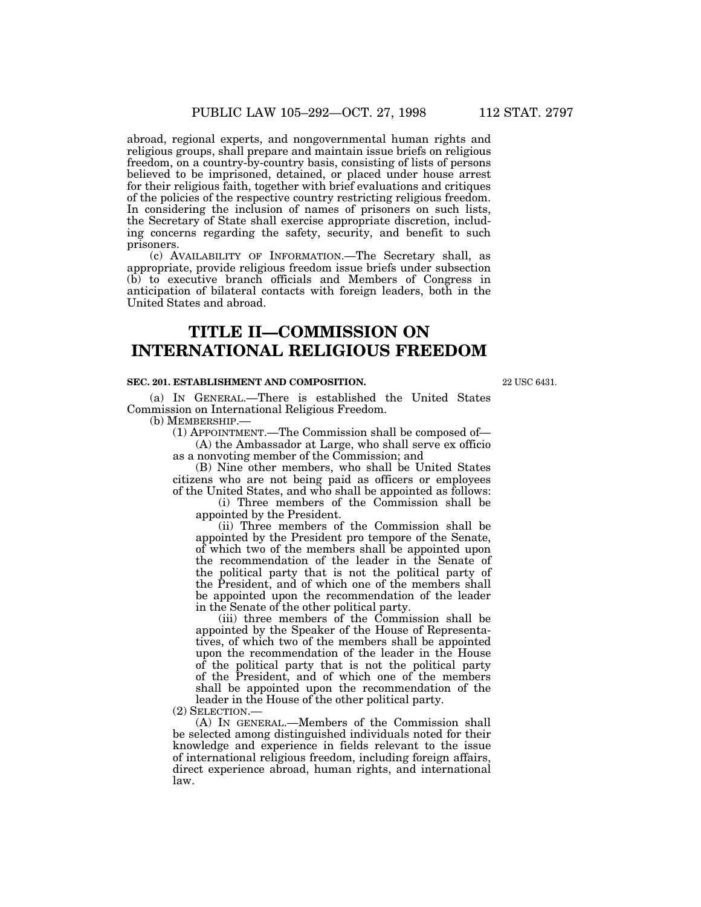abroad, regional experts, and nongovernmental human rights and religious groups, shall prepare and maintain issue briefs on religious freedom, on a country-by-country basis, consisting of lists of persons believed to be imprisoned, detained, or placed under house arrest for their religious faith, together with brief evaluations and critiques of the policies of the respective country restricting religious freedom. In considering the inclusion of names of prisoners on such lists, the Secretary of State shall exercise appropriate discretion, including concerns regarding the safety, security, and benefit to such prisoners.

(c) AVAILABILITY OF INFORMATION.—The Secretary shall, as appropriate, provide religious freedom issue briefs under subsection (b) to executive branch officials and Members of Congress in anticipation of bilateral contacts with foreign leaders, both in the United States and abroad.

# TITLE II—COMMISSION ON INTERNATIONAL RELIGIOUS FREEDOM

### SEC. 201. ESTABLISHMENT AND COMPOSITION.

22 USC 6431.

(a) IN GENERAL.—There is established the United States Commission on International Religious Freedom.

(b) MEMBERSHIP.—

(1) APPOINTMENT.—The Commission shall be composed of—

(A) the Ambassador at Large, who shall serve ex officio as a nonvoting member of the Commission; and

(B) Nine other members, who shall be United States citizens who are not being paid as officers or employees of the United States, and who shall be appointed as follows:

(i) Three members of the Commission shall be appointed by the President.

(ii) Three members of the Commission shall be appointed by the President pro tempore of the Senate, of which two of the members shall be appointed upon the recommendation of the leader in the Senate of the political party that is not the political party of the President, and of which one of the members shall be appointed upon the recommendation of the leader in the Senate of the other political party.

(iii) three members of the Commission shall be appointed by the Speaker of the House of Representatives, of which two of the members shall be appointed upon the recommendation of the leader in the House of the political party that is not the political party of the President, and of which one of the members shall be appointed upon the recommendation of the leader in the House of the other political party.

(2) SELECTION.—

(A) IN GENERAL.—Members of the Commission shall be selected among distinguished individuals noted for their knowledge and experience in fields relevant to the issue of international religious freedom, including foreign affairs, direct experience abroad, human rights, and international law.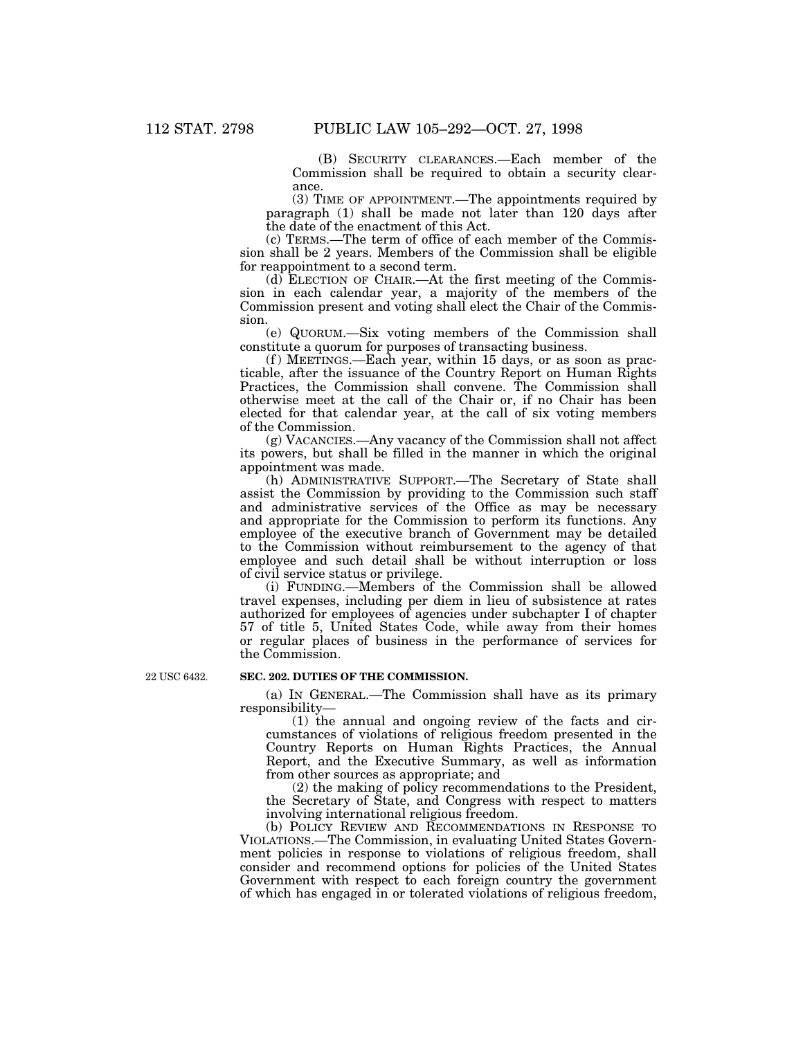(B) SECURITY CLEARANCES.—Each member of the Commission shall be required to obtain a security clearance.

(3) TIME OF APPOINTMENT.—The appointments required by paragraph (1) shall be made not later than 120 days after the date of the enactment of this Act.

(c) TERMS.—The term of office of each member of the Commission shall be 2 years. Members of the Commission shall be eligible for reappointment to a second term.

(d) ELECTION OF CHAIR.—At the first meeting of the Commission in each calendar year, a majority of the members of the Commission present and voting shall elect the Chair of the Commission.

(e) QUORUM.—Six voting members of the Commission shall constitute a quorum for purposes of transacting business.

(f) MEETINGS.—Each year, within 15 days, or as soon as practicable, after the issuance of the Country Report on Human Rights Practices, the Commission shall convene. The Commission shall otherwise meet at the call of the Chair or, if no Chair has been elected for that calendar year, at the call of six voting members of the Commission.

(g) VACANCIES.—Any vacancy of the Commission shall not affect its powers, but shall be filled in the manner in which the original appointment was made.

(h) ADMINISTRATIVE SUPPORT.—The Secretary of State shall assist the Commission by providing to the Commission such staff and administrative services of the Office as may be necessary and appropriate for the Commission to perform its functions. Any employee of the executive branch of Government may be detailed to the Commission without reimbursement to the agency of that employee and such detail shall be without interruption or loss of civil service status or privilege.

(i) FUNDING.—Members of the Commission shall be allowed travel expenses, including per diem in lieu of subsistence at rates authorized for employees of agencies under subchapter I of chapter 57 of title 5, United States Code, while away from their homes or regular places of business in the performance of services for the Commission.

22 USC 6432.

**SEC. 202. DUTIES OF THE COMMISSION.**

(a) IN GENERAL.—The Commission shall have as its primary responsibility—

(1) the annual and ongoing review of the facts and circumstances of violations of religious freedom presented in the Country Reports on Human Rights Practices, the Annual Report, and the Executive Summary, as well as information from other sources as appropriate; and

(2) the making of policy recommendations to the President, the Secretary of State, and Congress with respect to matters involving international religious freedom.

(b) POLICY REVIEW AND RECOMMENDATIONS IN RESPONSE TO VIOLATIONS.—The Commission, in evaluating United States Government policies in response to violations of religious freedom, shall consider and recommend options for policies of the United States Government with respect to each foreign country the government of which has engaged in or tolerated violations of religious freedom,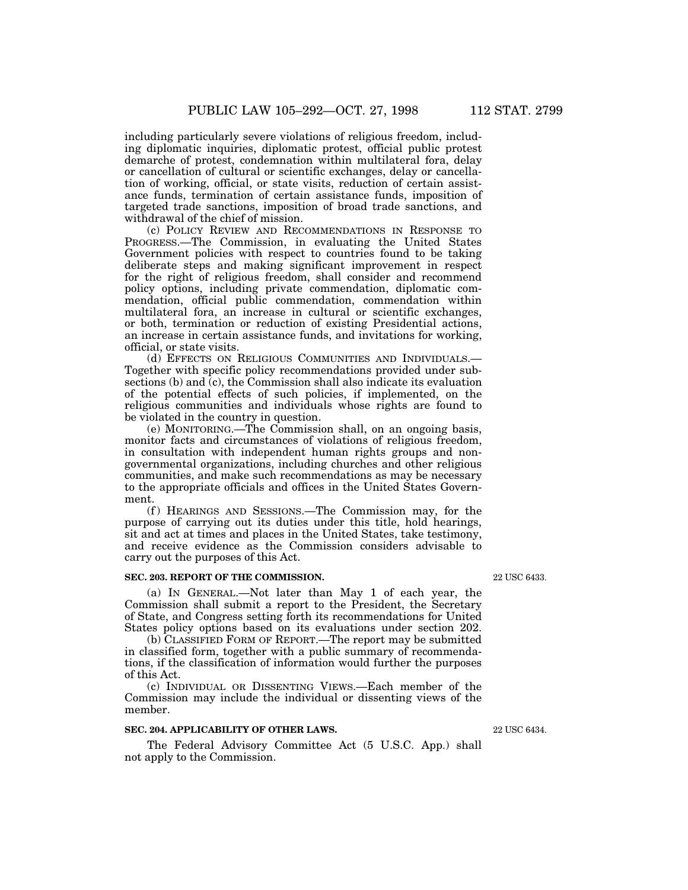including particularly severe violations of religious freedom, including diplomatic inquiries, diplomatic protest, official public protest demarche of protest, condemnation within multilateral fora, delay or cancellation of cultural or scientific exchanges, delay or cancellation of working, official, or state visits, reduction of certain assistance funds, termination of certain assistance funds, imposition of targeted trade sanctions, imposition of broad trade sanctions, and withdrawal of the chief of mission.

(c) POLICY REVIEW AND RECOMMENDATIONS IN RESPONSE TO PROGRESS.—The Commission, in evaluating the United States Government policies with respect to countries found to be taking deliberate steps and making significant improvement in respect for the right of religious freedom, shall consider and recommend policy options, including private commendation, diplomatic commendation, official public commendation, commendation within multilateral fora, an increase in cultural or scientific exchanges, or both, termination or reduction of existing Presidential actions, an increase in certain assistance funds, and invitations for working, official, or state visits.

(d) EFFECTS ON RELIGIOUS COMMUNITIES AND INDIVIDUALS.—Together with specific policy recommendations provided under subsections (b) and (c), the Commission shall also indicate its evaluation of the potential effects of such policies, if implemented, on the religious communities and individuals whose rights are found to be violated in the country in question.

(e) MONITORING.—The Commission shall, on an ongoing basis, monitor facts and circumstances of violations of religious freedom, in consultation with independent human rights groups and nongovernmental organizations, including churches and other religious communities, and make such recommendations as may be necessary to the appropriate officials and offices in the United States Government.

(f) HEARINGS AND SESSIONS.—The Commission may, for the purpose of carrying out its duties under this title, hold hearings, sit and act at times and places in the United States, take testimony, and receive evidence as the Commission considers advisable to carry out the purposes of this Act.

**SEC. 203. REPORT OF THE COMMISSION.**

22 USC 6433.

(a) IN GENERAL.—Not later than May 1 of each year, the Commission shall submit a report to the President, the Secretary of State, and Congress setting forth its recommendations for United States policy options based on its evaluations under section 202.

(b) CLASSIFIED FORM OF REPORT.—The report may be submitted in classified form, together with a public summary of recommendations, if the classification of information would further the purposes of this Act.

(c) INDIVIDUAL OR DISSENTING VIEWS.—Each member of the Commission may include the individual or dissenting views of the member.

**SEC. 204. APPLICABILITY OF OTHER LAWS.**

22 USC 6434.

The Federal Advisory Committee Act (5 U.S.C. App.) shall not apply to the Commission.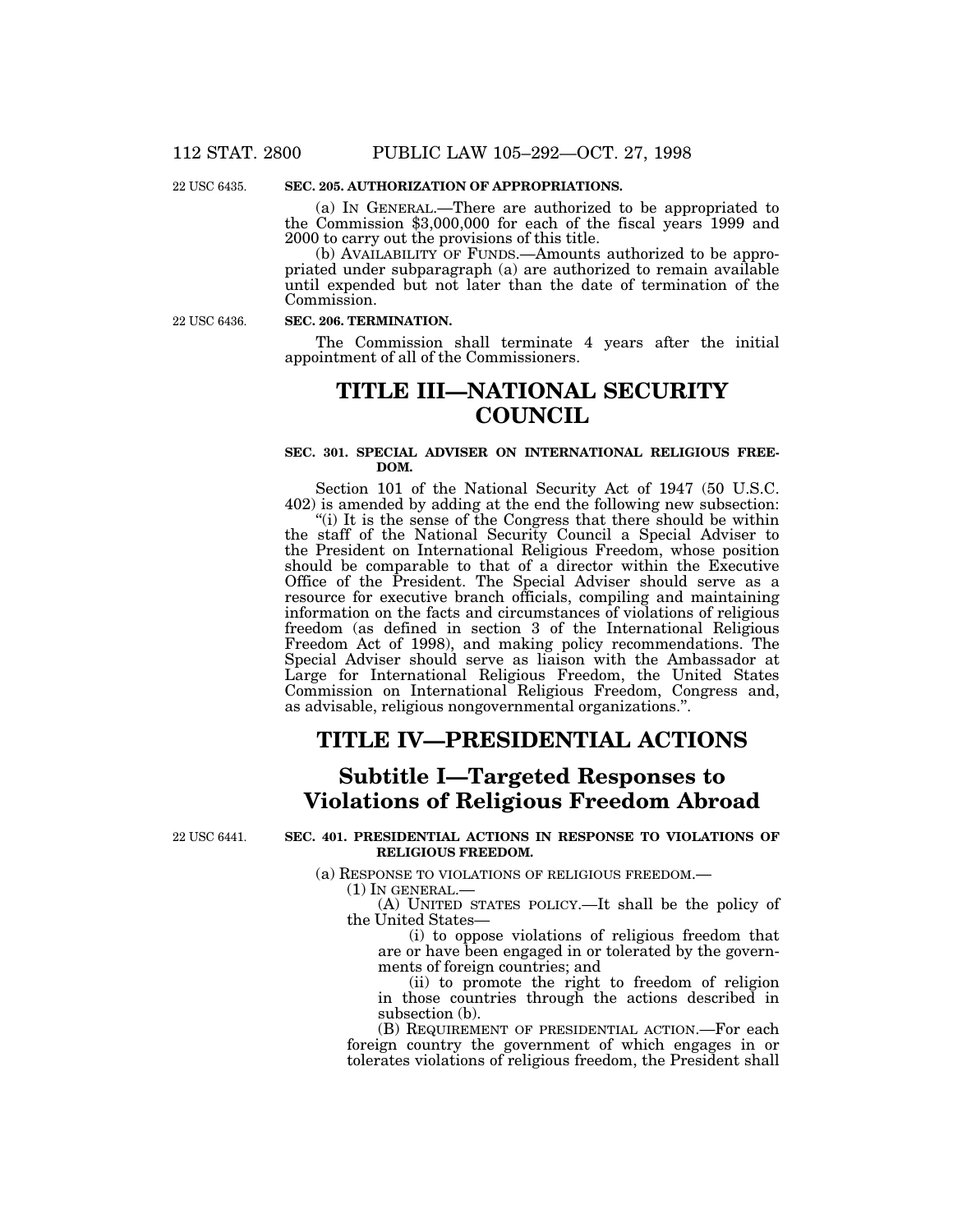22 USC 6435.

**SEC. 205. AUTHORIZATION OF APPROPRIATIONS.**

(a) IN GENERAL.—There are authorized to be appropriated to the Commission $3,000,000 for each of the fiscal years 1999 and 2000 to carry out the provisions of this title.

(b) AVAILABILITY OF FUNDS.—Amounts authorized to be appropriated under subparagraph (a) are authorized to remain available until expended but not later than the date of termination of the Commission.

22 USC 6436.

**SEC. 206. TERMINATION.**

The Commission shall terminate 4 years after the initial appointment of all of the Commissioners.

# TITLE III—NATIONAL SECURITY COUNCIL

**SEC. 301. SPECIAL ADVISER ON INTERNATIONAL RELIGIOUS FREEDOM.**

Section 101 of the National Security Act of 1947 (50 U.S.C. 402) is amended by adding at the end the following new subsection:

"(i) It is the sense of the Congress that there should be within the staff of the National Security Council a Special Adviser to the President on International Religious Freedom, whose position should be comparable to that of a director within the Executive Office of the President. The Special Adviser should serve as a resource for executive branch officials, compiling and maintaining information on the facts and circumstances of violations of religious freedom (as defined in section 3 of the International Religious Freedom Act of 1998), and making policy recommendations. The Special Adviser should serve as liaison with the Ambassador at Large for International Religious Freedom, the United States Commission on International Religious Freedom, Congress and, as advisable, religious nongovernmental organizations.".

# TITLE IV—PRESIDENTIAL ACTIONS

## Subtitle I—Targeted Responses to Violations of Religious Freedom Abroad

22 USC 6441.

**SEC. 401. PRESIDENTIAL ACTIONS IN RESPONSE TO VIOLATIONS OF RELIGIOUS FREEDOM.**

(a) RESPONSE TO VIOLATIONS OF RELIGIOUS FREEDOM.—

(1) IN GENERAL.—

(A) UNITED STATES POLICY.—It shall be the policy of the United States—

(i) to oppose violations of religious freedom that are or have been engaged in or tolerated by the governments of foreign countries; and

(ii) to promote the right to freedom of religion in those countries through the actions described in subsection (b).

(B) REQUIREMENT OF PRESIDENTIAL ACTION.—For each foreign country the government of which engages in or tolerates violations of religious freedom, the President shall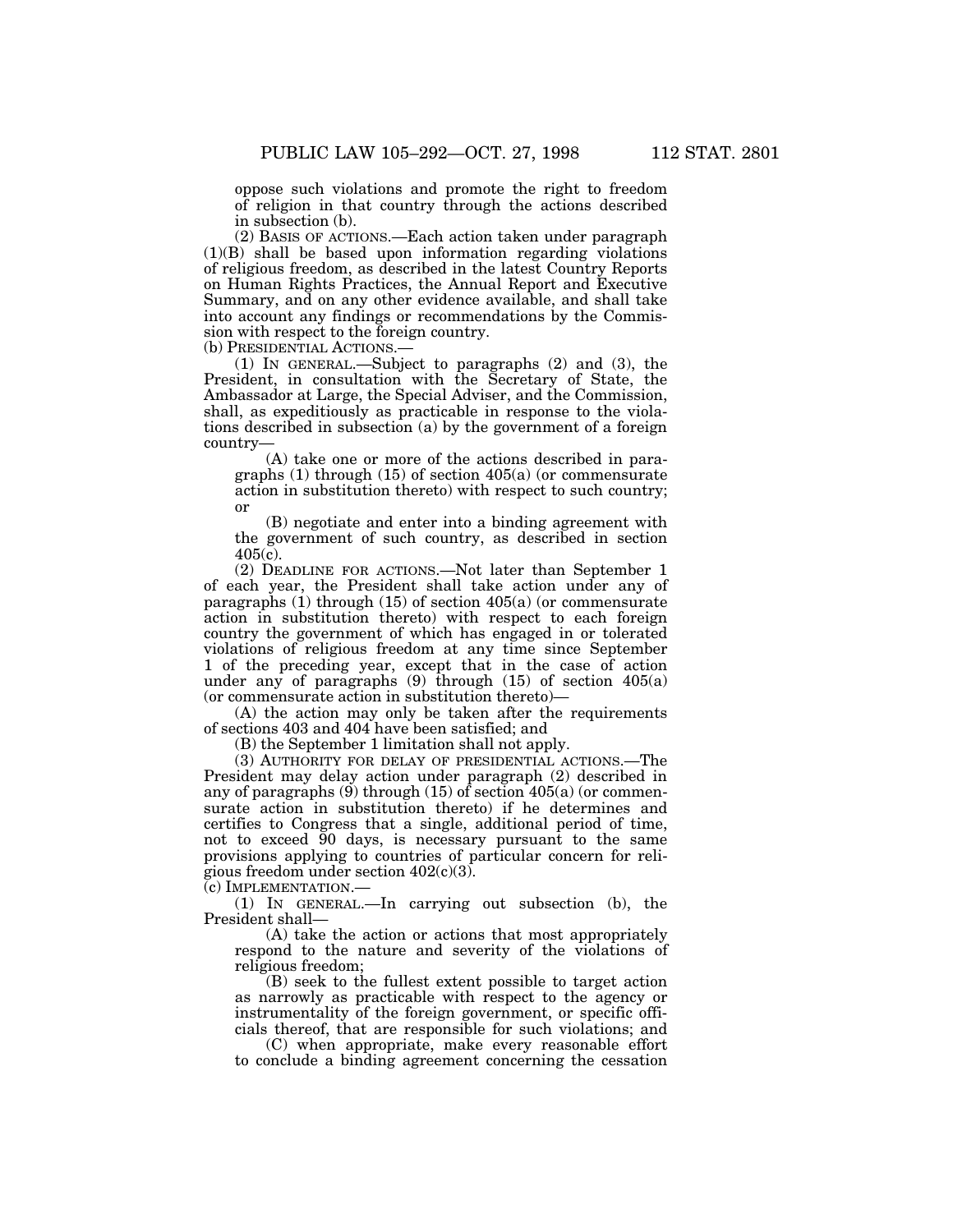oppose such violations and promote the right to freedom of religion in that country through the actions described in subsection (b).

(2) BASIS OF ACTIONS.—Each action taken under paragraph (1)(B) shall be based upon information regarding violations of religious freedom, as described in the latest Country Reports on Human Rights Practices, the Annual Report and Executive Summary, and on any other evidence available, and shall take into account any findings or recommendations by the Commission with respect to the foreign country.

(b) PRESIDENTIAL ACTIONS.—

(1) IN GENERAL.—Subject to paragraphs (2) and (3), the President, in consultation with the Secretary of State, the Ambassador at Large, the Special Adviser, and the Commission, shall, as expeditiously as practicable in response to the violations described in subsection (a) by the government of a foreign country—

(A) take one or more of the actions described in paragraphs (1) through (15) of section 405(a) (or commensurate action in substitution thereto) with respect to such country; or

(B) negotiate and enter into a binding agreement with the government of such country, as described in section 405(c).

(2) DEADLINE FOR ACTIONS.—Not later than September 1 of each year, the President shall take action under any of paragraphs (1) through (15) of section 405(a) (or commensurate action in substitution thereto) with respect to each foreign country the government of which has engaged in or tolerated violations of religious freedom at any time since September 1 of the preceding year, except that in the case of action under any of paragraphs (9) through (15) of section 405(a) (or commensurate action in substitution thereto)—

(A) the action may only be taken after the requirements of sections 403 and 404 have been satisfied; and

(B) the September 1 limitation shall not apply.

(3) AUTHORITY FOR DELAY OF PRESIDENTIAL ACTIONS.—The President may delay action under paragraph (2) described in any of paragraphs (9) through (15) of section 405(a) (or commensurate action in substitution thereto) if he determines and certifies to Congress that a single, additional period of time, not to exceed 90 days, is necessary pursuant to the same provisions applying to countries of particular concern for religious freedom under section 402(c)(3).

(c) IMPLEMENTATION.—

(1) IN GENERAL.—In carrying out subsection (b), the President shall—

(A) take the action or actions that most appropriately respond to the nature and severity of the violations of religious freedom;

(B) seek to the fullest extent possible to target action as narrowly as practicable with respect to the agency or instrumentality of the foreign government, or specific officials thereof, that are responsible for such violations; and

(C) when appropriate, make every reasonable effort to conclude a binding agreement concerning the cessation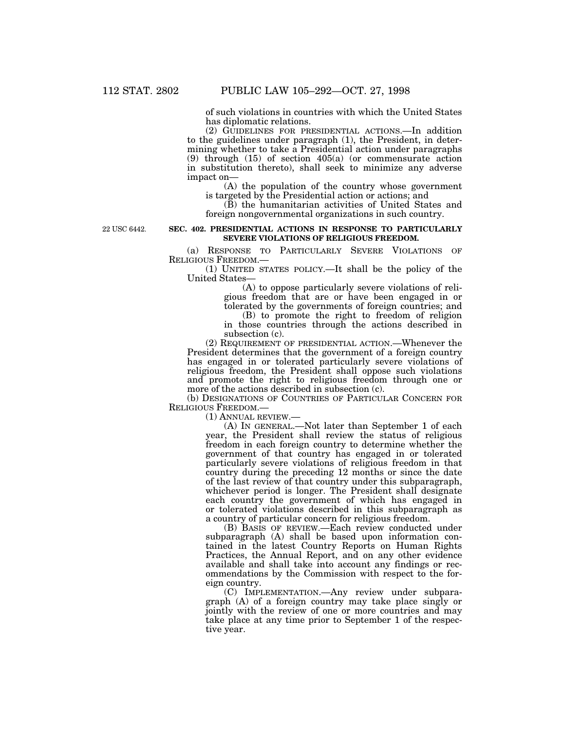of such violations in countries with which the United States has diplomatic relations.

(2) GUIDELINES FOR PRESIDENTIAL ACTIONS.—In addition to the guidelines under paragraph (1), the President, in determining whether to take a Presidential action under paragraphs (9) through (15) of section 405(a) (or commensurate action in substitution thereto), shall seek to minimize any adverse impact on—

(A) the population of the country whose government is targeted by the Presidential action or actions; and

(B) the humanitarian activities of United States and foreign nongovernmental organizations in such country.

22 USC 6442.

**SEC. 402. PRESIDENTIAL ACTIONS IN RESPONSE TO PARTICULARLY SEVERE VIOLATIONS OF RELIGIOUS FREEDOM.**

(a) RESPONSE TO PARTICULARLY SEVERE VIOLATIONS OF RELIGIOUS FREEDOM.—

(1) UNITED STATES POLICY.—It shall be the policy of the United States—

(A) to oppose particularly severe violations of religious freedom that are or have been engaged in or tolerated by the governments of foreign countries; and

(B) to promote the right to freedom of religion in those countries through the actions described in subsection (c).

(2) REQUIREMENT OF PRESIDENTIAL ACTION.—Whenever the President determines that the government of a foreign country has engaged in or tolerated particularly severe violations of religious freedom, the President shall oppose such violations and promote the right to religious freedom through one or more of the actions described in subsection (c).

(b) DESIGNATIONS OF COUNTRIES OF PARTICULAR CONCERN FOR RELIGIOUS FREEDOM.—

(1) ANNUAL REVIEW.—

(A) IN GENERAL.—Not later than September 1 of each year, the President shall review the status of religious freedom in each foreign country to determine whether the government of that country has engaged in or tolerated particularly severe violations of religious freedom in that country during the preceding 12 months or since the date of the last review of that country under this subparagraph, whichever period is longer. The President shall designate each country the government of which has engaged in or tolerated violations described in this subparagraph as a country of particular concern for religious freedom.

(B) BASIS OF REVIEW.—Each review conducted under subparagraph (A) shall be based upon information contained in the latest Country Reports on Human Rights Practices, the Annual Report, and on any other evidence available and shall take into account any findings or recommendations by the Commission with respect to the foreign country.

(C) IMPLEMENTATION.—Any review under subparagraph (A) of a foreign country may take place singly or jointly with the review of one or more countries and may take place at any time prior to September 1 of the respective year.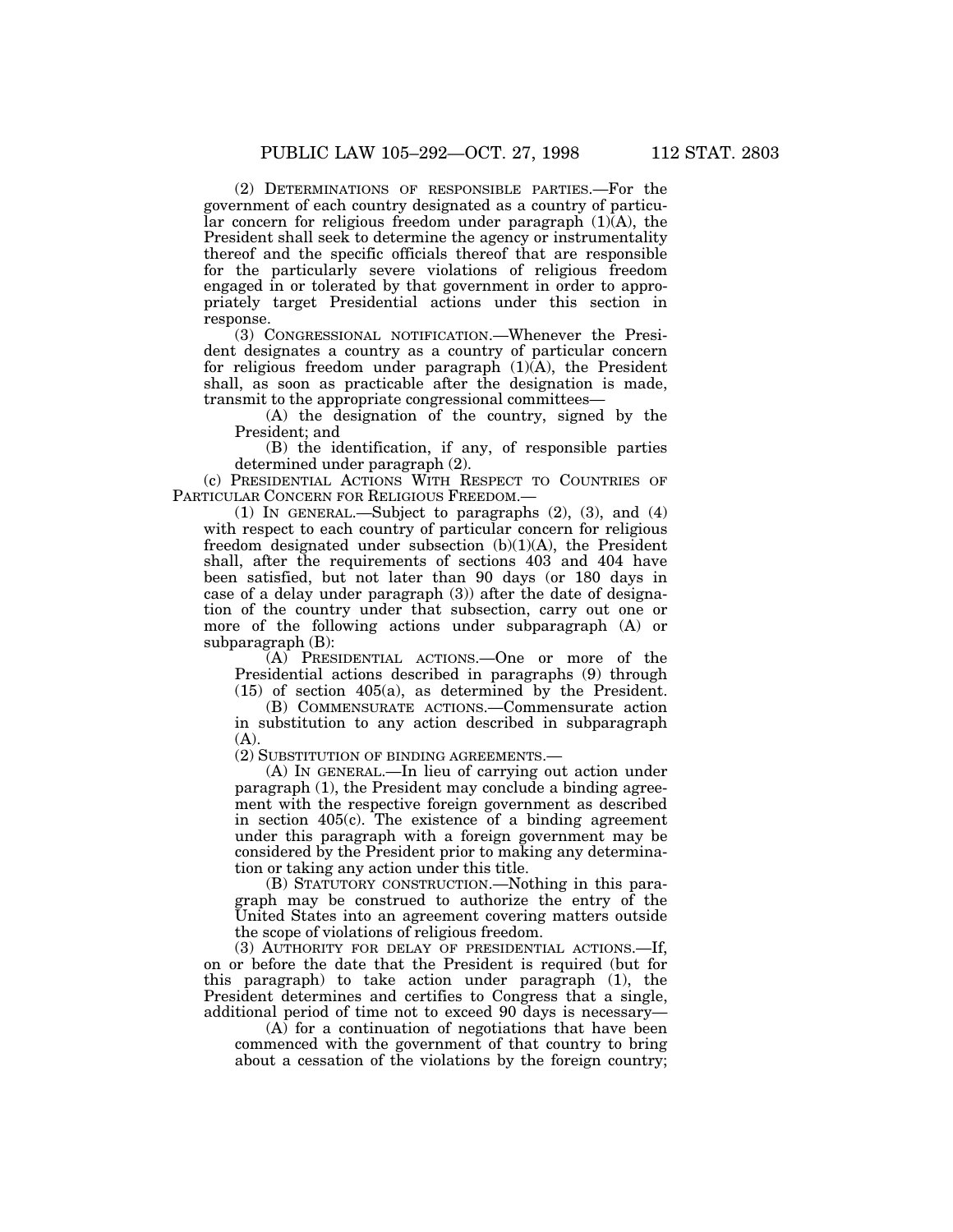(2) DETERMINATIONS OF RESPONSIBLE PARTIES.—For the government of each country designated as a country of particular concern for religious freedom under paragraph (1)(A), the President shall seek to determine the agency or instrumentality thereof and the specific officials thereof that are responsible for the particularly severe violations of religious freedom engaged in or tolerated by that government in order to appropriately target Presidential actions under this section in response.

(3) CONGRESSIONAL NOTIFICATION.—Whenever the President designates a country as a country of particular concern for religious freedom under paragraph (1)(A), the President shall, as soon as practicable after the designation is made, transmit to the appropriate congressional committees—

(A) the designation of the country, signed by the President; and

(B) the identification, if any, of responsible parties determined under paragraph (2).

(c) PRESIDENTIAL ACTIONS WITH RESPECT TO COUNTRIES OF PARTICULAR CONCERN FOR RELIGIOUS FREEDOM.—

(1) IN GENERAL.—Subject to paragraphs (2), (3), and (4) with respect to each country of particular concern for religious freedom designated under subsection (b)(1)(A), the President shall, after the requirements of sections 403 and 404 have been satisfied, but not later than 90 days (or 180 days in case of a delay under paragraph (3)) after the date of designation of the country under that subsection, carry out one or more of the following actions under subparagraph (A) or subparagraph (B):

(A) PRESIDENTIAL ACTIONS.—One or more of the Presidential actions described in paragraphs (9) through (15) of section 405(a), as determined by the President.

(B) COMMENSURATE ACTIONS.—Commensurate action in substitution to any action described in subparagraph (A).

(2) SUBSTITUTION OF BINDING AGREEMENTS.—

(A) IN GENERAL.—In lieu of carrying out action under paragraph (1), the President may conclude a binding agreement with the respective foreign government as described in section 405(c). The existence of a binding agreement under this paragraph with a foreign government may be considered by the President prior to making any determination or taking any action under this title.

(B) STATUTORY CONSTRUCTION.—Nothing in this paragraph may be construed to authorize the entry of the United States into an agreement covering matters outside the scope of violations of religious freedom.

(3) AUTHORITY FOR DELAY OF PRESIDENTIAL ACTIONS.—If, on or before the date that the President is required (but for this paragraph) to take action under paragraph (1), the President determines and certifies to Congress that a single, additional period of time not to exceed 90 days is necessary—

(A) for a continuation of negotiations that have been commenced with the government of that country to bring about a cessation of the violations by the foreign country;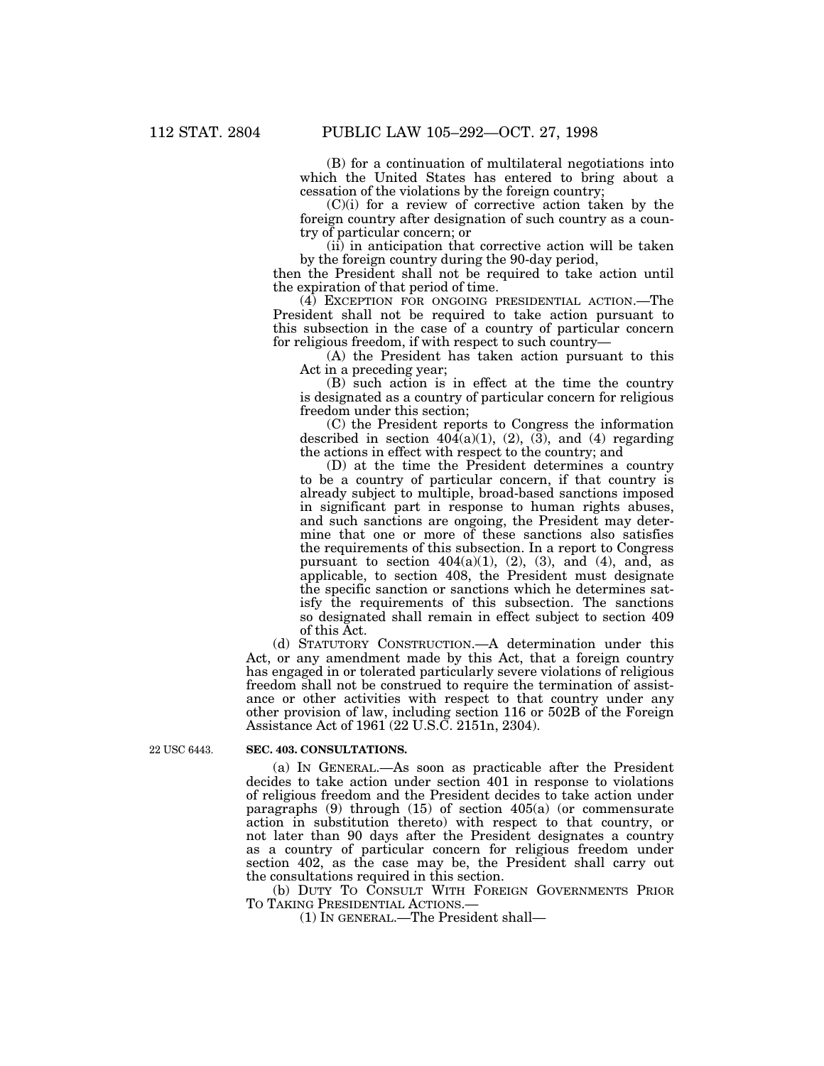(B) for a continuation of multilateral negotiations into which the United States has entered to bring about a cessation of the violations by the foreign country;

(C)(i) for a review of corrective action taken by the foreign country after designation of such country as a country of particular concern; or

(ii) in anticipation that corrective action will be taken by the foreign country during the 90-day period,

then the President shall not be required to take action until the expiration of that period of time.

(4) EXCEPTION FOR ONGOING PRESIDENTIAL ACTION.—The President shall not be required to take action pursuant to this subsection in the case of a country of particular concern for religious freedom, if with respect to such country—

(A) the President has taken action pursuant to this Act in a preceding year;

(B) such action is in effect at the time the country is designated as a country of particular concern for religious freedom under this section;

(C) the President reports to Congress the information described in section 404(a)(1), (2), (3), and (4) regarding the actions in effect with respect to the country; and

(D) at the time the President determines a country to be a country of particular concern, if that country is already subject to multiple, broad-based sanctions imposed in significant part in response to human rights abuses, and such sanctions are ongoing, the President may determine that one or more of these sanctions also satisfies the requirements of this subsection. In a report to Congress pursuant to section 404(a)(1), (2), (3), and (4), and, as applicable, to section 408, the President must designate the specific sanction or sanctions which he determines satisfy the requirements of this subsection. The sanctions so designated shall remain in effect subject to section 409 of this Act.

(d) STATUTORY CONSTRUCTION.—A determination under this Act, or any amendment made by this Act, that a foreign country has engaged in or tolerated particularly severe violations of religious freedom shall not be construed to require the termination of assistance or other activities with respect to that country under any other provision of law, including section 116 or 502B of the Foreign Assistance Act of 1961 (22 U.S.C. 2151n, 2304).

22 USC 6443.

**SEC. 403. CONSULTATIONS.**

(a) IN GENERAL.—As soon as practicable after the President decides to take action under section 401 in response to violations of religious freedom and the President decides to take action under paragraphs (9) through (15) of section 405(a) (or commensurate action in substitution thereto) with respect to that country, or not later than 90 days after the President designates a country as a country of particular concern for religious freedom under section 402, as the case may be, the President shall carry out the consultations required in this section.

(b) DUTY TO CONSULT WITH FOREIGN GOVERNMENTS PRIOR TO TAKING PRESIDENTIAL ACTIONS.—

(1) IN GENERAL.—The President shall—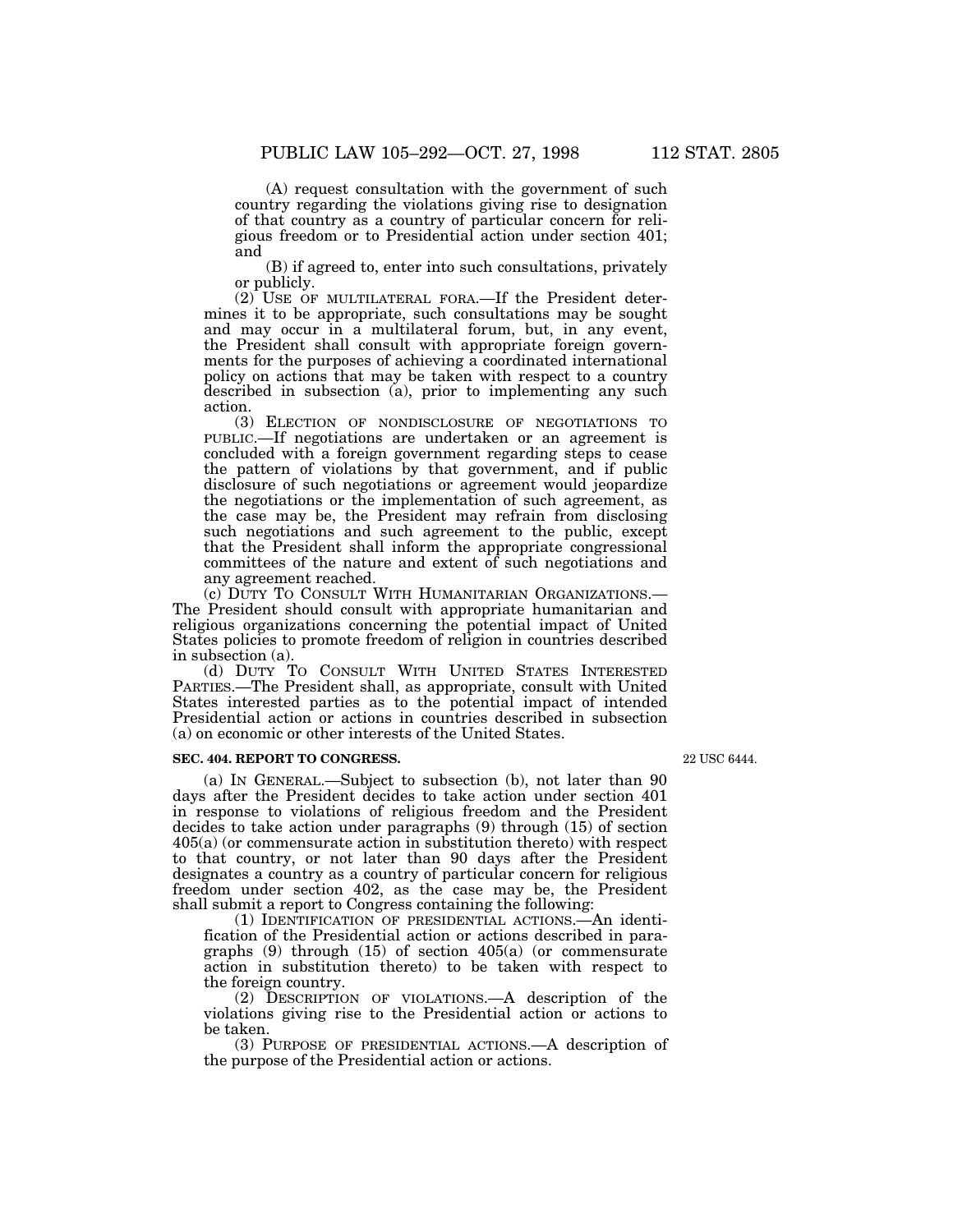(A) request consultation with the government of such country regarding the violations giving rise to designation of that country as a country of particular concern for religious freedom or to Presidential action under section 401; and

(B) if agreed to, enter into such consultations, privately or publicly.

(2) USE OF MULTILATERAL FORA.—If the President determines it to be appropriate, such consultations may be sought and may occur in a multilateral forum, but, in any event, the President shall consult with appropriate foreign governments for the purposes of achieving a coordinated international policy on actions that may be taken with respect to a country described in subsection (a), prior to implementing any such action.

(3) ELECTION OF NONDISCLOSURE OF NEGOTIATIONS TO PUBLIC.—If negotiations are undertaken or an agreement is concluded with a foreign government regarding steps to cease the pattern of violations by that government, and if public disclosure of such negotiations or agreement would jeopardize the negotiations or the implementation of such agreement, as the case may be, the President may refrain from disclosing such negotiations and such agreement to the public, except that the President shall inform the appropriate congressional committees of the nature and extent of such negotiations and any agreement reached.

(c) DUTY TO CONSULT WITH HUMANITARIAN ORGANIZATIONS.—The President should consult with appropriate humanitarian and religious organizations concerning the potential impact of United States policies to promote freedom of religion in countries described in subsection (a).

(d) DUTY TO CONSULT WITH UNITED STATES INTERESTED PARTIES.—The President shall, as appropriate, consult with United States interested parties as to the potential impact of intended Presidential action or actions in countries described in subsection (a) on economic or other interests of the United States.

**SEC. 404. REPORT TO CONGRESS.**

22 USC 6444.

(a) IN GENERAL.—Subject to subsection (b), not later than 90 days after the President decides to take action under section 401 in response to violations of religious freedom and the President decides to take action under paragraphs (9) through (15) of section 405(a) (or commensurate action in substitution thereto) with respect to that country, or not later than 90 days after the President designates a country as a country of particular concern for religious freedom under section 402, as the case may be, the President shall submit a report to Congress containing the following:

(1) IDENTIFICATION OF PRESIDENTIAL ACTIONS.—An identification of the Presidential action or actions described in paragraphs (9) through (15) of section 405(a) (or commensurate action in substitution thereto) to be taken with respect to the foreign country.

(2) DESCRIPTION OF VIOLATIONS.—A description of the violations giving rise to the Presidential action or actions to be taken.

(3) PURPOSE OF PRESIDENTIAL ACTIONS.—A description of the purpose of the Presidential action or actions.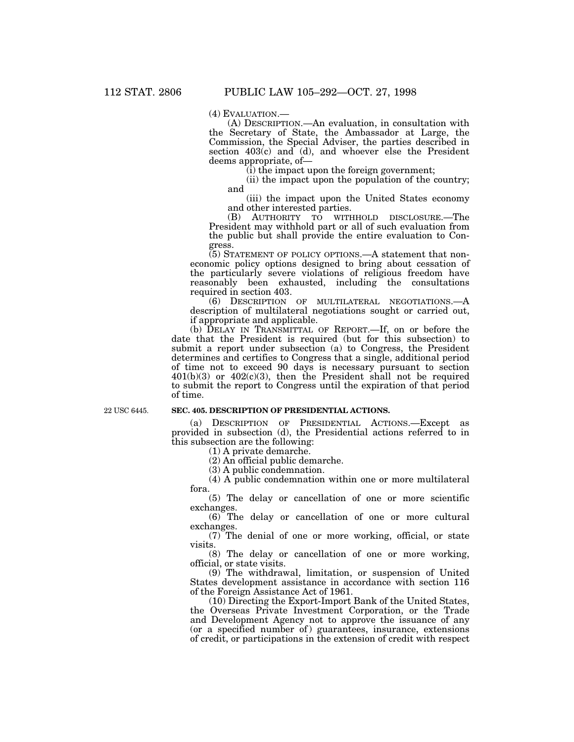(4) EVALUATION.—

(A) DESCRIPTION.—An evaluation, in consultation with the Secretary of State, the Ambassador at Large, the Commission, the Special Adviser, the parties described in section 403(c) and (d), and whoever else the President deems appropriate, of—

(i) the impact upon the foreign government;

(ii) the impact upon the population of the country; and

(iii) the impact upon the United States economy and other interested parties.

(B) AUTHORITY TO WITHHOLD DISCLOSURE.—The President may withhold part or all of such evaluation from the public but shall provide the entire evaluation to Congress.

(5) STATEMENT OF POLICY OPTIONS.—A statement that noneconomic policy options designed to bring about cessation of the particularly severe violations of religious freedom have reasonably been exhausted, including the consultations required in section 403.

(6) DESCRIPTION OF MULTILATERAL NEGOTIATIONS.—A description of multilateral negotiations sought or carried out, if appropriate and applicable.

(b) DELAY IN TRANSMITTAL OF REPORT.—If, on or before the date that the President is required (but for this subsection) to submit a report under subsection (a) to Congress, the President determines and certifies to Congress that a single, additional period of time not to exceed 90 days is necessary pursuant to section 401(b)(3) or 402(c)(3), then the President shall not be required to submit the report to Congress until the expiration of that period of time.

22 USC 6445.

**SEC. 405. DESCRIPTION OF PRESIDENTIAL ACTIONS.**

(a) DESCRIPTION OF PRESIDENTIAL ACTIONS.—Except as provided in subsection (d), the Presidential actions referred to in this subsection are the following:

(1) A private demarche.

(2) An official public demarche.

(3) A public condemnation.

(4) A public condemnation within one or more multilateral fora.

(5) The delay or cancellation of one or more scientific exchanges.

(6) The delay or cancellation of one or more cultural exchanges.

(7) The denial of one or more working, official, or state visits.

(8) The delay or cancellation of one or more working, official, or state visits.

(9) The withdrawal, limitation, or suspension of United States development assistance in accordance with section 116 of the Foreign Assistance Act of 1961.

(10) Directing the Export-Import Bank of the United States, the Overseas Private Investment Corporation, or the Trade and Development Agency not to approve the issuance of any (or a specified number of) guarantees, insurance, extensions of credit, or participations in the extension of credit with respect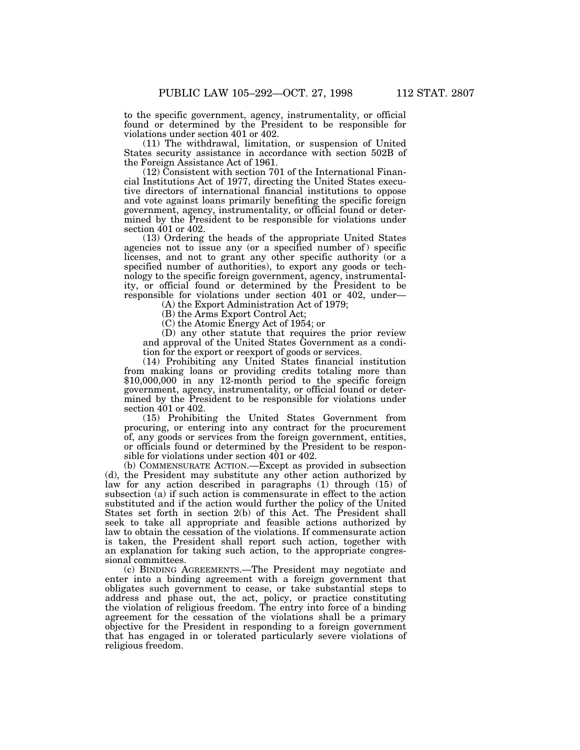to the specific government, agency, instrumentality, or official found or determined by the President to be responsible for violations under section 401 or 402.

(11) The withdrawal, limitation, or suspension of United States security assistance in accordance with section 502B of the Foreign Assistance Act of 1961.

(12) Consistent with section 701 of the International Financial Institutions Act of 1977, directing the United States executive directors of international financial institutions to oppose and vote against loans primarily benefiting the specific foreign government, agency, instrumentality, or official found or determined by the President to be responsible for violations under section 401 or 402.

(13) Ordering the heads of the appropriate United States agencies not to issue any (or a specified number of) specific licenses, and not to grant any other specific authority (or a specified number of authorities), to export any goods or technology to the specific foreign government, agency, instrumentality, or official found or determined by the President to be responsible for violations under section 401 or 402, under—

(A) the Export Administration Act of 1979;

(B) the Arms Export Control Act;

(C) the Atomic Energy Act of 1954; or

(D) any other statute that requires the prior review and approval of the United States Government as a condition for the export or reexport of goods or services.

(14) Prohibiting any United States financial institution from making loans or providing credits totaling more than $10,000,000 in any 12-month period to the specific foreign government, agency, instrumentality, or official found or determined by the President to be responsible for violations under section 401 or 402.

(15) Prohibiting the United States Government from procuring, or entering into any contract for the procurement of, any goods or services from the foreign government, entities, or officials found or determined by the President to be responsible for violations under section 401 or 402.

(b) COMMENSURATE ACTION.—Except as provided in subsection (d), the President may substitute any other action authorized by law for any action described in paragraphs (1) through (15) of subsection (a) if such action is commensurate in effect to the action substituted and if the action would further the policy of the United States set forth in section 2(b) of this Act. The President shall seek to take all appropriate and feasible actions authorized by law to obtain the cessation of the violations. If commensurate action is taken, the President shall report such action, together with an explanation for taking such action, to the appropriate congressional committees.

(c) BINDING AGREEMENTS.—The President may negotiate and enter into a binding agreement with a foreign government that obligates such government to cease, or take substantial steps to address and phase out, the act, policy, or practice constituting the violation of religious freedom. The entry into force of a binding agreement for the cessation of the violations shall be a primary objective for the President in responding to a foreign government that has engaged in or tolerated particularly severe violations of religious freedom.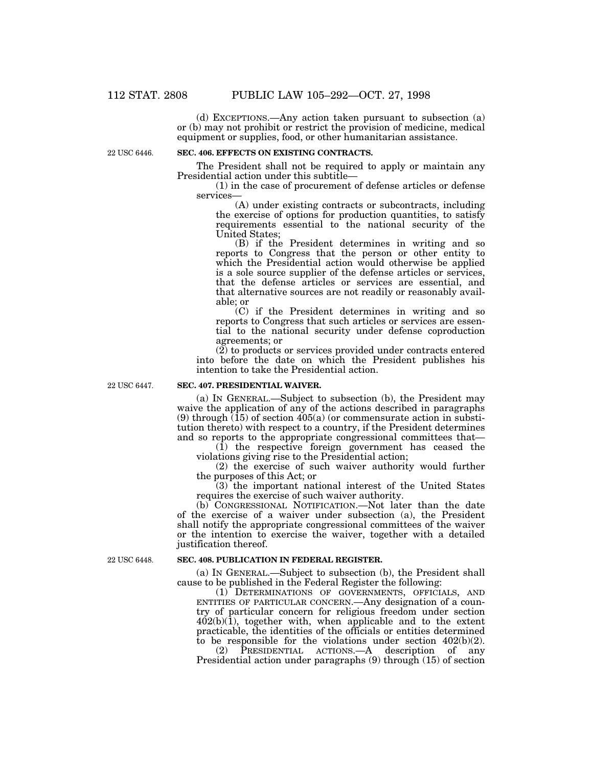(d) EXCEPTIONS.—Any action taken pursuant to subsection (a) or (b) may not prohibit or restrict the provision of medicine, medical equipment or supplies, food, or other humanitarian assistance.

22 USC 6446.

**SEC. 406. EFFECTS ON EXISTING CONTRACTS.**

The President shall not be required to apply or maintain any Presidential action under this subtitle—

(1) in the case of procurement of defense articles or defense services—

(A) under existing contracts or subcontracts, including the exercise of options for production quantities, to satisfy requirements essential to the national security of the United States;

(B) if the President determines in writing and so reports to Congress that the person or other entity to which the Presidential action would otherwise be applied is a sole source supplier of the defense articles or services, that the defense articles or services are essential, and that alternative sources are not readily or reasonably available; or

(C) if the President determines in writing and so reports to Congress that such articles or services are essential to the national security under defense coproduction agreements; or

(2) to products or services provided under contracts entered into before the date on which the President publishes his intention to take the Presidential action.

22 USC 6447.

**SEC. 407. PRESIDENTIAL WAIVER.**

(a) IN GENERAL.—Subject to subsection (b), the President may waive the application of any of the actions described in paragraphs (9) through (15) of section 405(a) (or commensurate action in substitution thereto) with respect to a country, if the President determines and so reports to the appropriate congressional committees that—

(1) the respective foreign government has ceased the violations giving rise to the Presidential action;

(2) the exercise of such waiver authority would further the purposes of this Act; or

(3) the important national interest of the United States requires the exercise of such waiver authority.

(b) CONGRESSIONAL NOTIFICATION.—Not later than the date of the exercise of a waiver under subsection (a), the President shall notify the appropriate congressional committees of the waiver or the intention to exercise the waiver, together with a detailed justification thereof.

22 USC 6448.

**SEC. 408. PUBLICATION IN FEDERAL REGISTER.**

(a) IN GENERAL.—Subject to subsection (b), the President shall cause to be published in the Federal Register the following:

(1) DETERMINATIONS OF GOVERNMENTS, OFFICIALS, AND ENTITIES OF PARTICULAR CONCERN.—Any designation of a country of particular concern for religious freedom under section 402(b)(1), together with, when applicable and to the extent practicable, the identities of the officials or entities determined to be responsible for the violations under section 402(b)(2).

(2) PRESIDENTIAL ACTIONS.—A description of any Presidential action under paragraphs (9) through (15) of section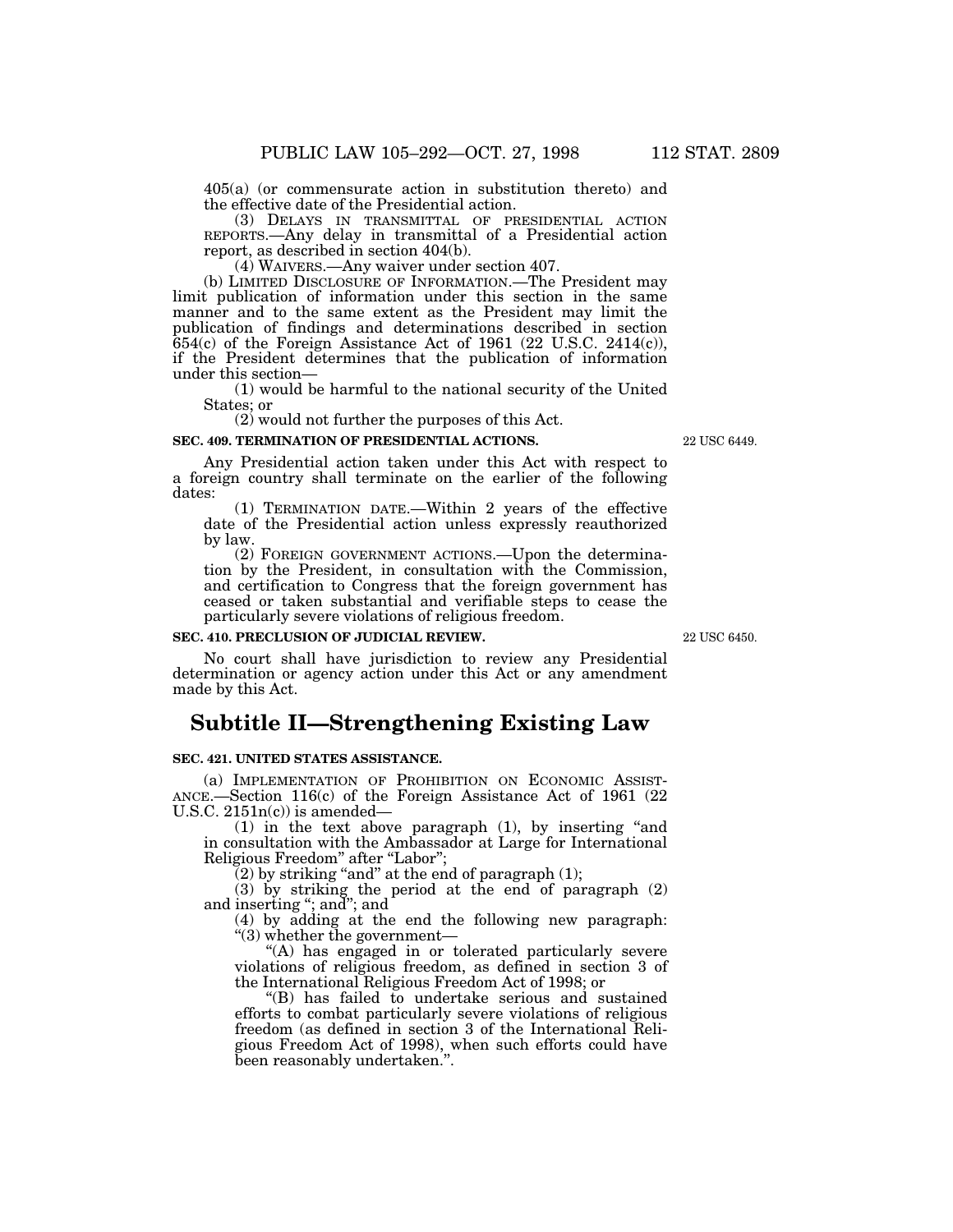405(a) (or commensurate action in substitution thereto) and the effective date of the Presidential action.

(3) DELAYS IN TRANSMITTAL OF PRESIDENTIAL ACTION REPORTS.—Any delay in transmittal of a Presidential action report, as described in section 404(b).

(4) WAIVERS.—Any waiver under section 407.

(b) LIMITED DISCLOSURE OF INFORMATION.—The President may limit publication of information under this section in the same manner and to the same extent as the President may limit the publication of findings and determinations described in section 654(c) of the Foreign Assistance Act of 1961 (22 U.S.C. 2414(c)), if the President determines that the publication of information under this section—

(1) would be harmful to the national security of the United States; or

(2) would not further the purposes of this Act.

**SEC. 409. TERMINATION OF PRESIDENTIAL ACTIONS.**

22 USC 6449.

Any Presidential action taken under this Act with respect to a foreign country shall terminate on the earlier of the following dates:

(1) TERMINATION DATE.—Within 2 years of the effective date of the Presidential action unless expressly reauthorized by law.

(2) FOREIGN GOVERNMENT ACTIONS.—Upon the determination by the President, in consultation with the Commission, and certification to Congress that the foreign government has ceased or taken substantial and verifiable steps to cease the particularly severe violations of religious freedom.

**SEC. 410. PRECLUSION OF JUDICIAL REVIEW.**

22 USC 6450.

No court shall have jurisdiction to review any Presidential determination or agency action under this Act or any amendment made by this Act.

## Subtitle II—Strengthening Existing Law

**SEC. 421. UNITED STATES ASSISTANCE.**

(a) IMPLEMENTATION OF PROHIBITION ON ECONOMIC ASSISTANCE.—Section 116(c) of the Foreign Assistance Act of 1961 (22 U.S.C. 2151n(c)) is amended—

(1) in the text above paragraph (1), by inserting "and in consultation with the Ambassador at Large for International Religious Freedom" after "Labor";

(2) by striking "and" at the end of paragraph (1);

(3) by striking the period at the end of paragraph (2) and inserting "; and"; and

(4) by adding at the end the following new paragraph:

"(3) whether the government—

"(A) has engaged in or tolerated particularly severe violations of religious freedom, as defined in section 3 of the International Religious Freedom Act of 1998; or

"(B) has failed to undertake serious and sustained efforts to combat particularly severe violations of religious freedom (as defined in section 3 of the International Religious Freedom Act of 1998), when such efforts could have been reasonably undertaken.".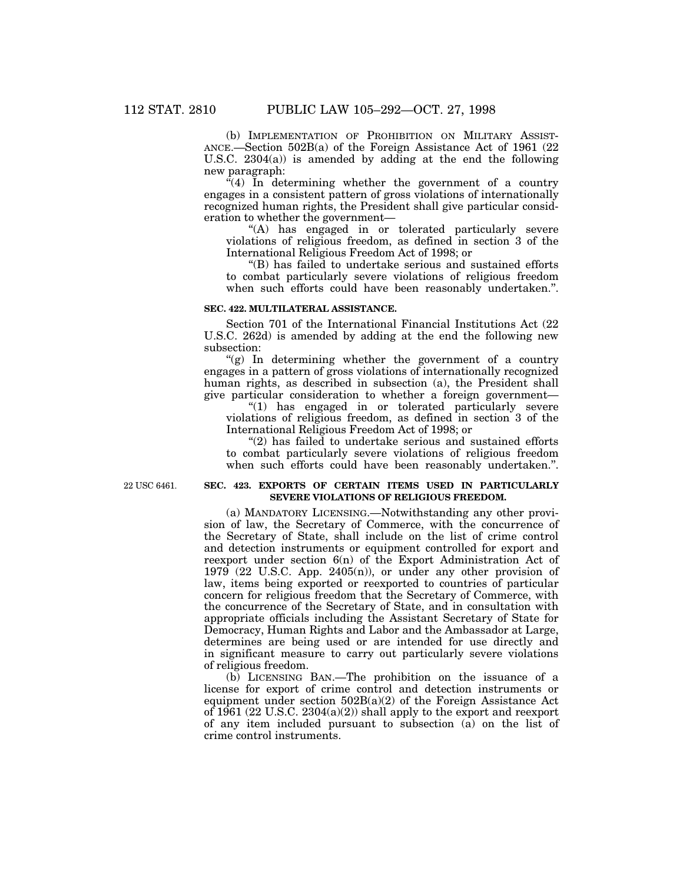(b) IMPLEMENTATION OF PROHIBITION ON MILITARY ASSISTANCE.—Section 502B(a) of the Foreign Assistance Act of 1961 (22 U.S.C. 2304(a)) is amended by adding at the end the following new paragraph:

"(4) In determining whether the government of a country engages in a consistent pattern of gross violations of internationally recognized human rights, the President shall give particular consideration to whether the government—

"(A) has engaged in or tolerated particularly severe violations of religious freedom, as defined in section 3 of the International Religious Freedom Act of 1998; or

"(B) has failed to undertake serious and sustained efforts to combat particularly severe violations of religious freedom when such efforts could have been reasonably undertaken.".

**SEC. 422. MULTILATERAL ASSISTANCE.**

Section 701 of the International Financial Institutions Act (22 U.S.C. 262d) is amended by adding at the end the following new subsection:

"(g) In determining whether the government of a country engages in a pattern of gross violations of internationally recognized human rights, as described in subsection (a), the President shall give particular consideration to whether a foreign government—

"(1) has engaged in or tolerated particularly severe violations of religious freedom, as defined in section 3 of the International Religious Freedom Act of 1998; or

"(2) has failed to undertake serious and sustained efforts to combat particularly severe violations of religious freedom when such efforts could have been reasonably undertaken.".

22 USC 6461.

**SEC. 423. EXPORTS OF CERTAIN ITEMS USED IN PARTICULARLY SEVERE VIOLATIONS OF RELIGIOUS FREEDOM.**

(a) MANDATORY LICENSING.—Notwithstanding any other provision of law, the Secretary of Commerce, with the concurrence of the Secretary of State, shall include on the list of crime control and detection instruments or equipment controlled for export and reexport under section 6(n) of the Export Administration Act of 1979 (22 U.S.C. App. 2405(n)), or under any other provision of law, items being exported or reexported to countries of particular concern for religious freedom that the Secretary of Commerce, with the concurrence of the Secretary of State, and in consultation with appropriate officials including the Assistant Secretary of State for Democracy, Human Rights and Labor and the Ambassador at Large, determines are being used or are intended for use directly and in significant measure to carry out particularly severe violations of religious freedom.

(b) LICENSING BAN.—The prohibition on the issuance of a license for export of crime control and detection instruments or equipment under section 502B(a)(2) of the Foreign Assistance Act of 1961 (22 U.S.C. 2304(a)(2)) shall apply to the export and reexport of any item included pursuant to subsection (a) on the list of crime control instruments.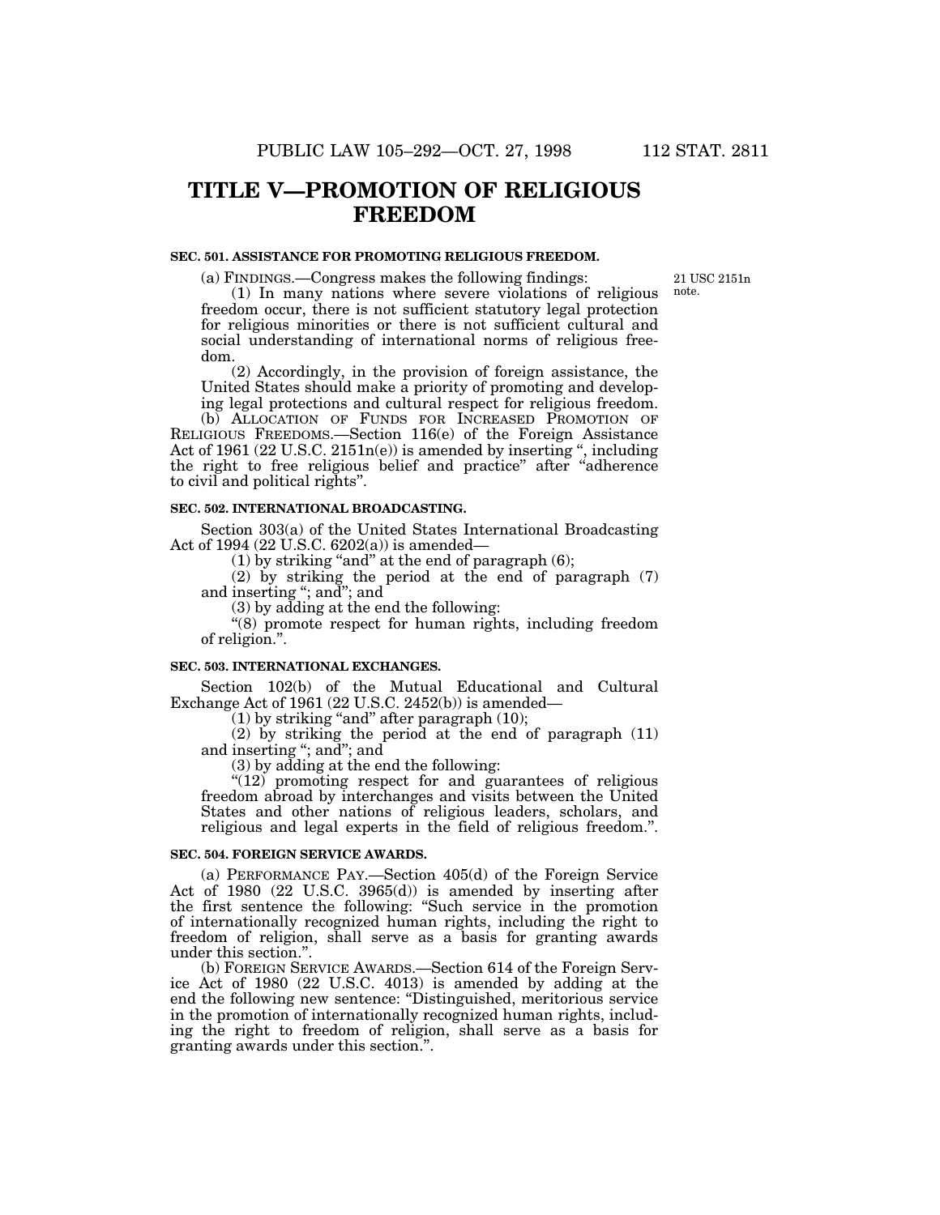# TITLE V—PROMOTION OF RELIGIOUS FREEDOM

### SEC. 501. ASSISTANCE FOR PROMOTING RELIGIOUS FREEDOM.

21 USC 2151n note.

(a) FINDINGS.—Congress makes the following findings:

(1) In many nations where severe violations of religious freedom occur, there is not sufficient statutory legal protection for religious minorities or there is not sufficient cultural and social understanding of international norms of religious freedom.

(2) Accordingly, in the provision of foreign assistance, the United States should make a priority of promoting and developing legal protections and cultural respect for religious freedom.

(b) ALLOCATION OF FUNDS FOR INCREASED PROMOTION OF RELIGIOUS FREEDOMS.—Section 116(e) of the Foreign Assistance Act of 1961 (22 U.S.C. 2151n(e)) is amended by inserting ", including the right to free religious belief and practice" after "adherence to civil and political rights".

### SEC. 502. INTERNATIONAL BROADCASTING.

Section 303(a) of the United States International Broadcasting Act of 1994 (22 U.S.C. 6202(a)) is amended—

(1) by striking "and" at the end of paragraph (6);

(2) by striking the period at the end of paragraph (7) and inserting "; and"; and

(3) by adding at the end the following:

"(8) promote respect for human rights, including freedom of religion.".

### SEC. 503. INTERNATIONAL EXCHANGES.

Section 102(b) of the Mutual Educational and Cultural Exchange Act of 1961 (22 U.S.C. 2452(b)) is amended—

(1) by striking "and" after paragraph (10);

(2) by striking the period at the end of paragraph (11) and inserting "; and"; and

(3) by adding at the end the following:

"(12) promoting respect for and guarantees of religious freedom abroad by interchanges and visits between the United States and other nations of religious leaders, scholars, and religious and legal experts in the field of religious freedom.".

### SEC. 504. FOREIGN SERVICE AWARDS.

(a) PERFORMANCE PAY.—Section 405(d) of the Foreign Service Act of 1980 (22 U.S.C. 3965(d)) is amended by inserting after the first sentence the following: "Such service in the promotion of internationally recognized human rights, including the right to freedom of religion, shall serve as a basis for granting awards under this section.".

(b) FOREIGN SERVICE AWARDS.—Section 614 of the Foreign Service Act of 1980 (22 U.S.C. 4013) is amended by adding at the end the following new sentence: "Distinguished, meritorious service in the promotion of internationally recognized human rights, including the right to freedom of religion, shall serve as a basis for granting awards under this section.".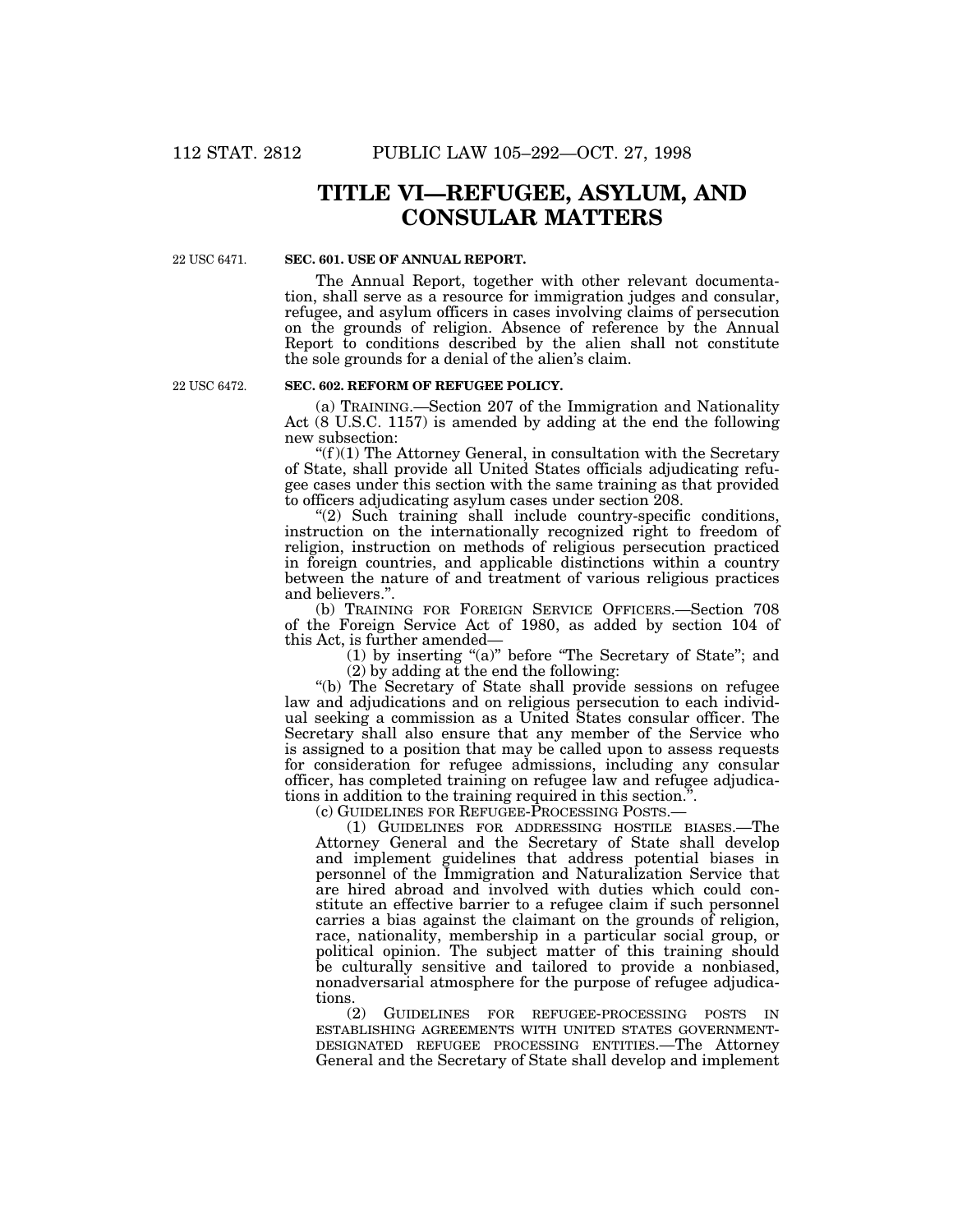# TITLE VI—REFUGEE, ASYLUM, AND CONSULAR MATTERS

22 USC 6471.

**SEC. 601. USE OF ANNUAL REPORT.**

The Annual Report, together with other relevant documentation, shall serve as a resource for immigration judges and consular, refugee, and asylum officers in cases involving claims of persecution on the grounds of religion. Absence of reference by the Annual Report to conditions described by the alien shall not constitute the sole grounds for a denial of the alien's claim.

22 USC 6472.

**SEC. 602. REFORM OF REFUGEE POLICY.**

(a) TRAINING.—Section 207 of the Immigration and Nationality Act (8 U.S.C. 1157) is amended by adding at the end the following new subsection:

"(f)(1) The Attorney General, in consultation with the Secretary of State, shall provide all United States officials adjudicating refugee cases under this section with the same training as that provided to officers adjudicating asylum cases under section 208.

"(2) Such training shall include country-specific conditions, instruction on the internationally recognized right to freedom of religion, instruction on methods of religious persecution practiced in foreign countries, and applicable distinctions within a country between the nature of and treatment of various religious practices and believers.".

(b) TRAINING FOR FOREIGN SERVICE OFFICERS.—Section 708 of the Foreign Service Act of 1980, as added by section 104 of this Act, is further amended—

(1) by inserting "(a)" before "The Secretary of State"; and

(2) by adding at the end the following:

"(b) The Secretary of State shall provide sessions on refugee law and adjudications and on religious persecution to each individual seeking a commission as a United States consular officer. The Secretary shall also ensure that any member of the Service who is assigned to a position that may be called upon to assess requests for consideration for refugee admissions, including any consular officer, has completed training on refugee law and refugee adjudications in addition to the training required in this section.".

(c) GUIDELINES FOR REFUGEE-PROCESSING POSTS.—

(1) GUIDELINES FOR ADDRESSING HOSTILE BIASES.—The Attorney General and the Secretary of State shall develop and implement guidelines that address potential biases in personnel of the Immigration and Naturalization Service that are hired abroad and involved with duties which could constitute an effective barrier to a refugee claim if such personnel carries a bias against the claimant on the grounds of religion, race, nationality, membership in a particular social group, or political opinion. The subject matter of this training should be culturally sensitive and tailored to provide a nonbiased, nonadversarial atmosphere for the purpose of refugee adjudications.

(2) GUIDELINES FOR REFUGEE-PROCESSING POSTS IN ESTABLISHING AGREEMENTS WITH UNITED STATES GOVERNMENT-DESIGNATED REFUGEE PROCESSING ENTITIES.—The Attorney General and the Secretary of State shall develop and implement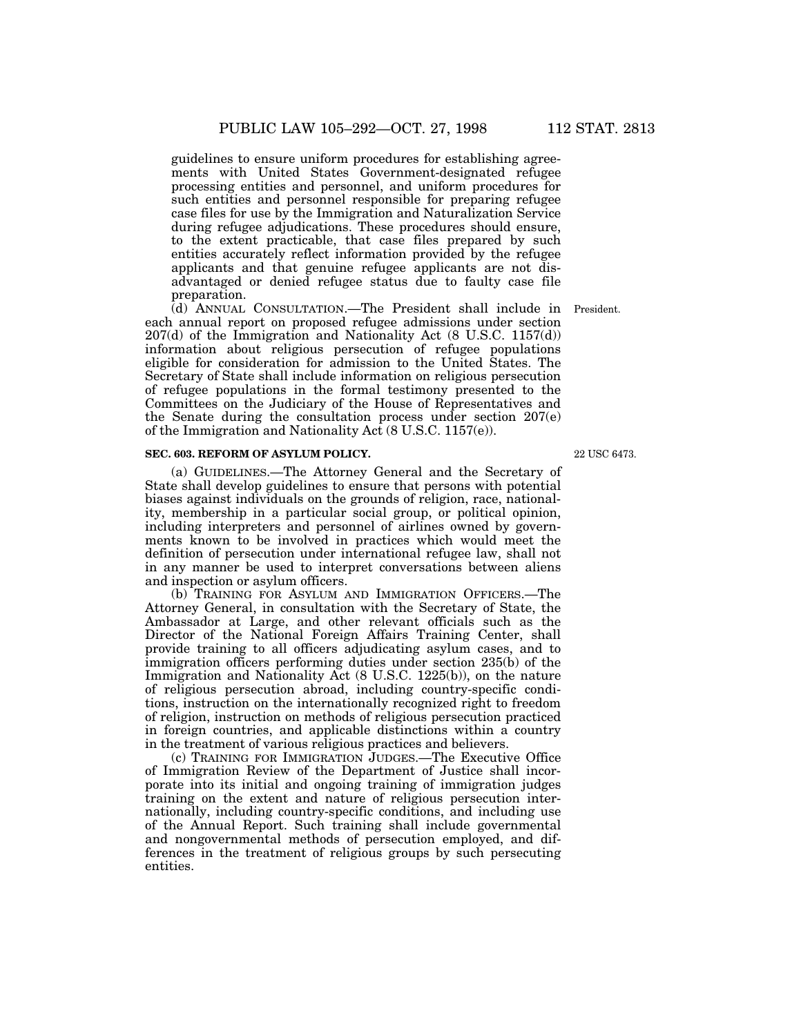guidelines to ensure uniform procedures for establishing agreements with United States Government-designated refugee processing entities and personnel, and uniform procedures for such entities and personnel responsible for preparing refugee case files for use by the Immigration and Naturalization Service during refugee adjudications. These procedures should ensure, to the extent practicable, that case files prepared by such entities accurately reflect information provided by the refugee applicants and that genuine refugee applicants are not disadvantaged or denied refugee status due to faulty case file preparation.

(d) ANNUAL CONSULTATION.—The President shall include in each annual report on proposed refugee admissions under section 207(d) of the Immigration and Nationality Act (8 U.S.C. 1157(d)) information about religious persecution of refugee populations eligible for consideration for admission to the United States. The Secretary of State shall include information on religious persecution of refugee populations in the formal testimony presented to the Committees on the Judiciary of the House of Representatives and the Senate during the consultation process under section 207(e) of the Immigration and Nationality Act (8 U.S.C. 1157(e)).

President.

**SEC. 603. REFORM OF ASYLUM POLICY.**

22 USC 6473.

(a) GUIDELINES.—The Attorney General and the Secretary of State shall develop guidelines to ensure that persons with potential biases against individuals on the grounds of religion, race, nationality, membership in a particular social group, or political opinion, including interpreters and personnel of airlines owned by governments known to be involved in practices which would meet the definition of persecution under international refugee law, shall not in any manner be used to interpret conversations between aliens and inspection or asylum officers.

(b) TRAINING FOR ASYLUM AND IMMIGRATION OFFICERS.—The Attorney General, in consultation with the Secretary of State, the Ambassador at Large, and other relevant officials such as the Director of the National Foreign Affairs Training Center, shall provide training to all officers adjudicating asylum cases, and to immigration officers performing duties under section 235(b) of the Immigration and Nationality Act (8 U.S.C. 1225(b)), on the nature of religious persecution abroad, including country-specific conditions, instruction on the internationally recognized right to freedom of religion, instruction on methods of religious persecution practiced in foreign countries, and applicable distinctions within a country in the treatment of various religious practices and believers.

(c) TRAINING FOR IMMIGRATION JUDGES.—The Executive Office of Immigration Review of the Department of Justice shall incorporate into its initial and ongoing training of immigration judges training on the extent and nature of religious persecution internationally, including country-specific conditions, and including use of the Annual Report. Such training shall include governmental and nongovernmental methods of persecution employed, and differences in the treatment of religious groups by such persecuting entities.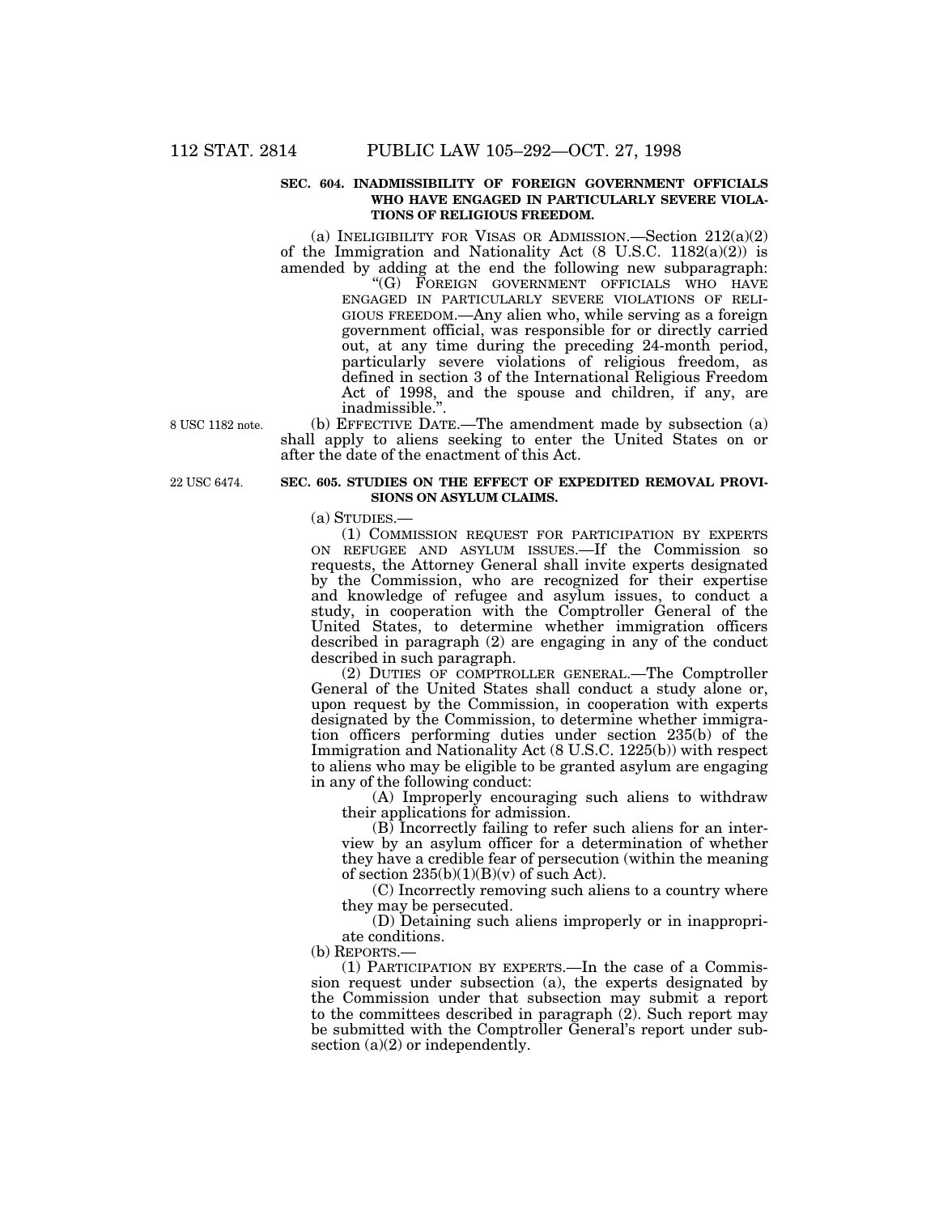**SEC. 604. INADMISSIBILITY OF FOREIGN GOVERNMENT OFFICIALS WHO HAVE ENGAGED IN PARTICULARLY SEVERE VIOLATIONS OF RELIGIOUS FREEDOM.**

(a) INELIGIBILITY FOR VISAS OR ADMISSION.—Section 212(a)(2) of the Immigration and Nationality Act (8 U.S.C. 1182(a)(2)) is amended by adding at the end the following new subparagraph:

"(G) FOREIGN GOVERNMENT OFFICIALS WHO HAVE ENGAGED IN PARTICULARLY SEVERE VIOLATIONS OF RELIGIOUS FREEDOM.—Any alien who, while serving as a foreign government official, was responsible for or directly carried out, at any time during the preceding 24-month period, particularly severe violations of religious freedom, as defined in section 3 of the International Religious Freedom Act of 1998, and the spouse and children, if any, are inadmissible.".

8 USC 1182 note.

(b) EFFECTIVE DATE.—The amendment made by subsection (a) shall apply to aliens seeking to enter the United States on or after the date of the enactment of this Act.

22 USC 6474.

**SEC. 605. STUDIES ON THE EFFECT OF EXPEDITED REMOVAL PROVISIONS ON ASYLUM CLAIMS.**

(a) STUDIES.—

(1) COMMISSION REQUEST FOR PARTICIPATION BY EXPERTS ON REFUGEE AND ASYLUM ISSUES.—If the Commission so requests, the Attorney General shall invite experts designated by the Commission, who are recognized for their expertise and knowledge of refugee and asylum issues, to conduct a study, in cooperation with the Comptroller General of the United States, to determine whether immigration officers described in paragraph (2) are engaging in any of the conduct described in such paragraph.

(2) DUTIES OF COMPTROLLER GENERAL.—The Comptroller General of the United States shall conduct a study alone or, upon request by the Commission, in cooperation with experts designated by the Commission, to determine whether immigration officers performing duties under section 235(b) of the Immigration and Nationality Act (8 U.S.C. 1225(b)) with respect to aliens who may be eligible to be granted asylum are engaging in any of the following conduct:

(A) Improperly encouraging such aliens to withdraw their applications for admission.

(B) Incorrectly failing to refer such aliens for an interview by an asylum officer for a determination of whether they have a credible fear of persecution (within the meaning of section 235(b)(1)(B)(v) of such Act).

(C) Incorrectly removing such aliens to a country where they may be persecuted.

(D) Detaining such aliens improperly or in inappropriate conditions.

(b) REPORTS.—

(1) PARTICIPATION BY EXPERTS.—In the case of a Commission request under subsection (a), the experts designated by the Commission under that subsection may submit a report to the committees described in paragraph (2). Such report may be submitted with the Comptroller General's report under subsection (a)(2) or independently.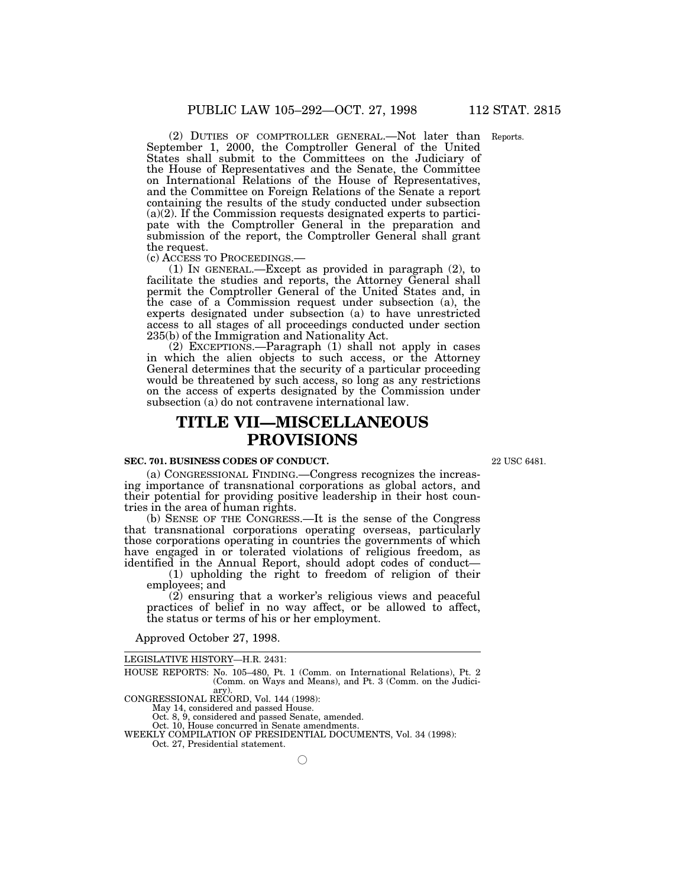(2) DUTIES OF COMPTROLLER GENERAL.—Not later than September 1, 2000, the Comptroller General of the United States shall submit to the Committees on the Judiciary of the House of Representatives and the Senate, the Committee on International Relations of the House of Representatives, and the Committee on Foreign Relations of the Senate a report containing the results of the study conducted under subsection (a)(2). If the Commission requests designated experts to participate with the Comptroller General in the preparation and submission of the report, the Comptroller General shall grant the request.

Reports.

(c) ACCESS TO PROCEEDINGS.—

(1) IN GENERAL.—Except as provided in paragraph (2), to facilitate the studies and reports, the Attorney General shall permit the Comptroller General of the United States and, in the case of a Commission request under subsection (a), the experts designated under subsection (a) to have unrestricted access to all stages of all proceedings conducted under section 235(b) of the Immigration and Nationality Act.

(2) EXCEPTIONS.—Paragraph (1) shall not apply in cases in which the alien objects to such access, or the Attorney General determines that the security of a particular proceeding would be threatened by such access, so long as any restrictions on the access of experts designated by the Commission under subsection (a) do not contravene international law.

# TITLE VII—MISCELLANEOUS PROVISIONS

**SEC. 701. BUSINESS CODES OF CONDUCT.**

22 USC 6481.

(a) CONGRESSIONAL FINDING.—Congress recognizes the increasing importance of transnational corporations as global actors, and their potential for providing positive leadership in their host countries in the area of human rights.

(b) SENSE OF THE CONGRESS.—It is the sense of the Congress that transnational corporations operating overseas, particularly those corporations operating in countries the governments of which have engaged in or tolerated violations of religious freedom, as identified in the Annual Report, should adopt codes of conduct—

(1) upholding the right to freedom of religion of their employees; and

(2) ensuring that a worker's religious views and peaceful practices of belief in no way affect, or be allowed to affect, the status or terms of his or her employment.

Approved October 27, 1998.

---

LEGISLATIVE HISTORY—H.R. 2431:

HOUSE REPORTS: No. 105–480, Pt. 1 (Comm. on International Relations), Pt. 2 (Comm. on Ways and Means), and Pt. 3 (Comm. on the Judiciary).

CONGRESSIONAL RECORD, Vol. 144 (1998):

May 14, considered and passed House.

Oct. 8, 9, considered and passed Senate, amended.

Oct. 10, House concurred in Senate amendments.

WEEKLY COMPILATION OF PRESIDENTIAL DOCUMENTS, Vol. 34 (1998):

Oct. 27, Presidential statement.

○